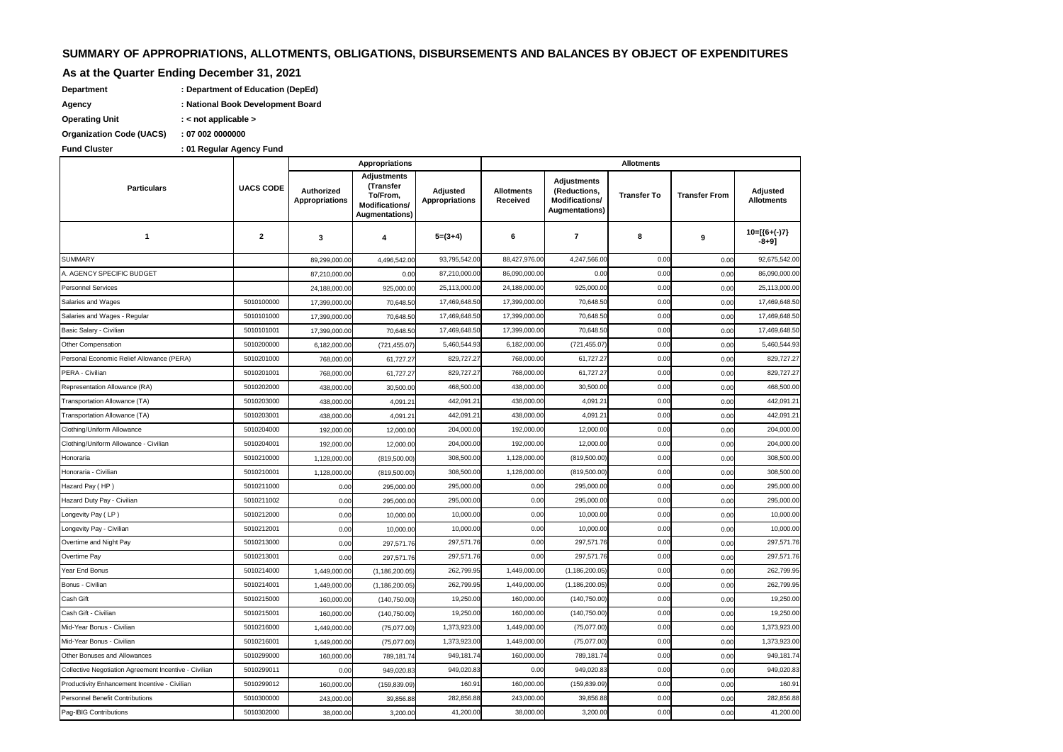# SUMMARY OF APPROPRIATIONS, ALLOTMENTS, OBLIGATIONS, DISBURSEMENTS AND BALANCES BY OBJECT OF EXPENDITURES

## As at the Quarter Ending December 31, 2021

**Department** : Department of Education (DepEd)

**Agency** : National Book Development Board

**Operating Unit** : < not applicable >

**Organization Code (UACS)** : 07 002 0000000

**Fund Cluster** : 01 Regular Agency Fund

| Particulars | UACS CODE | Appropriations | | | Allotments | | | | |
|---|---|---|---|---|---|---|---|---|---|
| | | Authorized Appropriations | Adjustments (Transfer To/From, Modifications/ Augmentations) | Adjusted Appropriations | Allotments Received | Adjustments (Reductions, Modifications/ Augmentations) | Transfer To | Transfer From | Adjusted Allotments |
| 1 | 2 | 3 | 4 | 5=(3+4) | 6 | 7 | 8 | 9 | 10=[{6+(-)7}-8+9] |
| SUMMARY | | 89,299,000.00 | 4,496,542.00 | 93,795,542.00 | 88,427,976.00 | 4,247,566.00 | 0.00 | 0.00 | 92,675,542.00 |
| A. AGENCY SPECIFIC BUDGET | | 87,210,000.00 | 0.00 | 87,210,000.00 | 86,090,000.00 | 0.00 | 0.00 | 0.00 | 86,090,000.00 |
| Personnel Services | | 24,188,000.00 | 925,000.00 | 25,113,000.00 | 24,188,000.00 | 925,000.00 | 0.00 | 0.00 | 25,113,000.00 |
| Salaries and Wages | 5010100000 | 17,399,000.00 | 70,648.50 | 17,469,648.50 | 17,399,000.00 | 70,648.50 | 0.00 | 0.00 | 17,469,648.50 |
| Salaries and Wages - Regular | 5010101000 | 17,399,000.00 | 70,648.50 | 17,469,648.50 | 17,399,000.00 | 70,648.50 | 0.00 | 0.00 | 17,469,648.50 |
| Basic Salary - Civilian | 5010101001 | 17,399,000.00 | 70,648.50 | 17,469,648.50 | 17,399,000.00 | 70,648.50 | 0.00 | 0.00 | 17,469,648.50 |
| Other Compensation | 5010200000 | 6,182,000.00 | (721,455.07) | 5,460,544.93 | 6,182,000.00 | (721,455.07) | 0.00 | 0.00 | 5,460,544.93 |
| Personal Economic Relief Allowance (PERA) | 5010201000 | 768,000.00 | 61,727.27 | 829,727.27 | 768,000.00 | 61,727.27 | 0.00 | 0.00 | 829,727.27 |
| PERA - Civilian | 5010201001 | 768,000.00 | 61,727.27 | 829,727.27 | 768,000.00 | 61,727.27 | 0.00 | 0.00 | 829,727.27 |
| Representation Allowance (RA) | 5010202000 | 438,000.00 | 30,500.00 | 468,500.00 | 438,000.00 | 30,500.00 | 0.00 | 0.00 | 468,500.00 |
| Transportation Allowance (TA) | 5010203000 | 438,000.00 | 4,091.21 | 442,091.21 | 438,000.00 | 4,091.21 | 0.00 | 0.00 | 442,091.21 |
| Transportation Allowance (TA) | 5010203001 | 438,000.00 | 4,091.21 | 442,091.21 | 438,000.00 | 4,091.21 | 0.00 | 0.00 | 442,091.21 |
| Clothing/Uniform Allowance | 5010204000 | 192,000.00 | 12,000.00 | 204,000.00 | 192,000.00 | 12,000.00 | 0.00 | 0.00 | 204,000.00 |
| Clothing/Uniform Allowance - Civilian | 5010204001 | 192,000.00 | 12,000.00 | 204,000.00 | 192,000.00 | 12,000.00 | 0.00 | 0.00 | 204,000.00 |
| Honoraria | 5010210000 | 1,128,000.00 | (819,500.00) | 308,500.00 | 1,128,000.00 | (819,500.00) | 0.00 | 0.00 | 308,500.00 |
| Honoraria - Civilian | 5010210001 | 1,128,000.00 | (819,500.00) | 308,500.00 | 1,128,000.00 | (819,500.00) | 0.00 | 0.00 | 308,500.00 |
| Hazard Pay ( HP ) | 5010211000 | 0.00 | 295,000.00 | 295,000.00 | 0.00 | 295,000.00 | 0.00 | 0.00 | 295,000.00 |
| Hazard Duty Pay - Civilian | 5010211002 | 0.00 | 295,000.00 | 295,000.00 | 0.00 | 295,000.00 | 0.00 | 0.00 | 295,000.00 |
| Longevity Pay ( LP ) | 5010212000 | 0.00 | 10,000.00 | 10,000.00 | 0.00 | 10,000.00 | 0.00 | 0.00 | 10,000.00 |
| Longevity Pay - Civilian | 5010212001 | 0.00 | 10,000.00 | 10,000.00 | 0.00 | 10,000.00 | 0.00 | 0.00 | 10,000.00 |
| Overtime and Night Pay | 5010213000 | 0.00 | 297,571.76 | 297,571.76 | 0.00 | 297,571.76 | 0.00 | 0.00 | 297,571.76 |
| Overtime Pay | 5010213001 | 0.00 | 297,571.76 | 297,571.76 | 0.00 | 297,571.76 | 0.00 | 0.00 | 297,571.76 |
| Year End Bonus | 5010214000 | 1,449,000.00 | (1,186,200.05) | 262,799.95 | 1,449,000.00 | (1,186,200.05) | 0.00 | 0.00 | 262,799.95 |
| Bonus - Civilian | 5010214001 | 1,449,000.00 | (1,186,200.05) | 262,799.95 | 1,449,000.00 | (1,186,200.05) | 0.00 | 0.00 | 262,799.95 |
| Cash Gift | 5010215000 | 160,000.00 | (140,750.00) | 19,250.00 | 160,000.00 | (140,750.00) | 0.00 | 0.00 | 19,250.00 |
| Cash Gift - Civilian | 5010215001 | 160,000.00 | (140,750.00) | 19,250.00 | 160,000.00 | (140,750.00) | 0.00 | 0.00 | 19,250.00 |
| Mid-Year Bonus - Civilian | 5010216000 | 1,449,000.00 | (75,077.00) | 1,373,923.00 | 1,449,000.00 | (75,077.00) | 0.00 | 0.00 | 1,373,923.00 |
| Mid-Year Bonus - Civilian | 5010216001 | 1,449,000.00 | (75,077.00) | 1,373,923.00 | 1,449,000.00 | (75,077.00) | 0.00 | 0.00 | 1,373,923.00 |
| Other Bonuses and Allowances | 5010299000 | 160,000.00 | 789,181.74 | 949,181.74 | 160,000.00 | 789,181.74 | 0.00 | 0.00 | 949,181.74 |
| Collective Negotiation Agreement Incentive - Civilian | 5010299011 | 0.00 | 949,020.83 | 949,020.83 | 0.00 | 949,020.83 | 0.00 | 0.00 | 949,020.83 |
| Productivity Enhancement Incentive - Civilian | 5010299012 | 160,000.00 | (159,839.09) | 160.91 | 160,000.00 | (159,839.09) | 0.00 | 0.00 | 160.91 |
| Personnel Benefit Contributions | 5010300000 | 243,000.00 | 39,856.88 | 282,856.88 | 243,000.00 | 39,856.88 | 0.00 | 0.00 | 282,856.88 |
| Pag-IBIG Contributions | 5010302000 | 38,000.00 | 3,200.00 | 41,200.00 | 38,000.00 | 3,200.00 | 0.00 | 0.00 | 41,200.00 |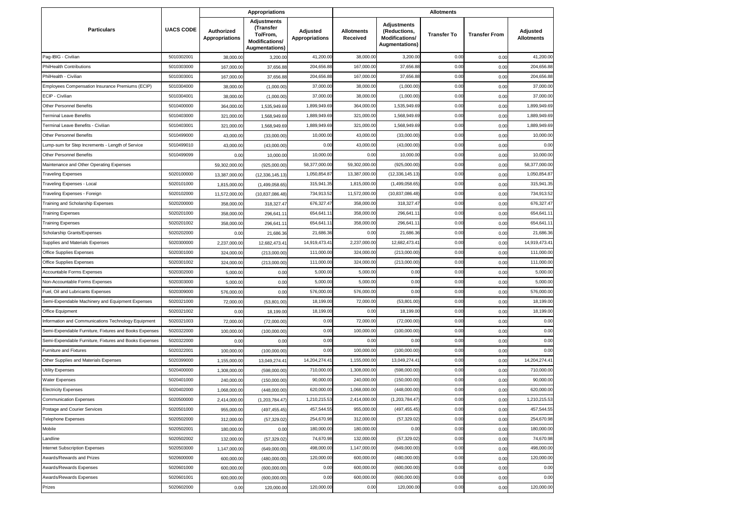| Particulars | UACS CODE | Appropriations | | | Allotments | | | | |
|---|---|---|---|---|---|---|---|---|---|
| | | Authorized Appropriations | Adjustments (Transfer To/From, Modifications/ Augmentations) | Adjusted Appropriations | Allotments Received | Adjustments (Reductions, Modifications/ Augmentations) | Transfer To | Transfer From | Adjusted Allotments |
| Pag-IBIG - Civilian | 5010302001 | 38,000.00 | 3,200.00 | 41,200.00 | 38,000.00 | 3,200.00 | 0.00 | 0.00 | 41,200.00 |
| PhilHealth Contributions | 5010303000 | 167,000.00 | 37,656.88 | 204,656.88 | 167,000.00 | 37,656.88 | 0.00 | 0.00 | 204,656.88 |
| PhilHealth - Civilian | 5010303001 | 167,000.00 | 37,656.88 | 204,656.88 | 167,000.00 | 37,656.88 | 0.00 | 0.00 | 204,656.88 |
| Employees Compensation Insurance Premiums (ECIP) | 5010304000 | 38,000.00 | (1,000.00) | 37,000.00 | 38,000.00 | (1,000.00) | 0.00 | 0.00 | 37,000.00 |
| ECIP - Civilian | 5010304001 | 38,000.00 | (1,000.00) | 37,000.00 | 38,000.00 | (1,000.00) | 0.00 | 0.00 | 37,000.00 |
| Other Personnel Benefits | 5010400000 | 364,000.00 | 1,535,949.69 | 1,899,949.69 | 364,000.00 | 1,535,949.69 | 0.00 | 0.00 | 1,899,949.69 |
| Terminal Leave Benefits | 5010403000 | 321,000.00 | 1,568,949.69 | 1,889,949.69 | 321,000.00 | 1,568,949.69 | 0.00 | 0.00 | 1,889,949.69 |
| Terminal Leave Benefits - Civilian | 5010403001 | 321,000.00 | 1,568,949.69 | 1,889,949.69 | 321,000.00 | 1,568,949.69 | 0.00 | 0.00 | 1,889,949.69 |
| Other Personnel Benefits | 5010499000 | 43,000.00 | (33,000.00) | 10,000.00 | 43,000.00 | (33,000.00) | 0.00 | 0.00 | 10,000.00 |
| Lump-sum for Step Increments - Length of Service | 5010499010 | 43,000.00 | (43,000.00) | 0.00 | 43,000.00 | (43,000.00) | 0.00 | 0.00 | 0.00 |
| Other Personnel Benefits | 5010499099 | 0.00 | 10,000.00 | 10,000.00 | 0.00 | 10,000.00 | 0.00 | 0.00 | 10,000.00 |
| Maintenance and Other Operating Expenses | | 59,302,000.00 | (925,000.00) | 58,377,000.00 | 59,302,000.00 | (925,000.00) | 0.00 | 0.00 | 58,377,000.00 |
| Traveling Expenses | 5020100000 | 13,387,000.00 | (12,336,145.13) | 1,050,854.87 | 13,387,000.00 | (12,336,145.13) | 0.00 | 0.00 | 1,050,854.87 |
| Traveling Expenses - Local | 5020101000 | 1,815,000.00 | (1,499,058.65) | 315,941.35 | 1,815,000.00 | (1,499,058.65) | 0.00 | 0.00 | 315,941.35 |
| Traveling Expenses - Foreign | 5020102000 | 11,572,000.00 | (10,837,086.48) | 734,913.52 | 11,572,000.00 | (10,837,086.48) | 0.00 | 0.00 | 734,913.52 |
| Training and Scholarship Expenses | 5020200000 | 358,000.00 | 318,327.47 | 676,327.47 | 358,000.00 | 318,327.47 | 0.00 | 0.00 | 676,327.47 |
| Training Expenses | 5020201000 | 358,000.00 | 296,641.11 | 654,641.11 | 358,000.00 | 296,641.11 | 0.00 | 0.00 | 654,641.11 |
| Training Expenses | 5020201002 | 358,000.00 | 296,641.11 | 654,641.11 | 358,000.00 | 296,641.11 | 0.00 | 0.00 | 654,641.11 |
| Scholarship Grants/Expenses | 5020202000 | 0.00 | 21,686.36 | 21,686.36 | 0.00 | 21,686.36 | 0.00 | 0.00 | 21,686.36 |
| Supplies and Materials Expenses | 5020300000 | 2,237,000.00 | 12,682,473.41 | 14,919,473.41 | 2,237,000.00 | 12,682,473.41 | 0.00 | 0.00 | 14,919,473.41 |
| Office Supplies Expenses | 5020301000 | 324,000.00 | (213,000.00) | 111,000.00 | 324,000.00 | (213,000.00) | 0.00 | 0.00 | 111,000.00 |
| Office Supplies Expenses | 5020301002 | 324,000.00 | (213,000.00) | 111,000.00 | 324,000.00 | (213,000.00) | 0.00 | 0.00 | 111,000.00 |
| Accountable Forms Expenses | 5020302000 | 5,000.00 | 0.00 | 5,000.00 | 5,000.00 | 0.00 | 0.00 | 0.00 | 5,000.00 |
| Non-Accountable Forms Expenses | 5020303000 | 5,000.00 | 0.00 | 5,000.00 | 5,000.00 | 0.00 | 0.00 | 0.00 | 5,000.00 |
| Fuel, Oil and Lubricants Expenses | 5020309000 | 576,000.00 | 0.00 | 576,000.00 | 576,000.00 | 0.00 | 0.00 | 0.00 | 576,000.00 |
| Semi-Expendable Machinery and Equipment Expenses | 5020321000 | 72,000.00 | (53,801.00) | 18,199.00 | 72,000.00 | (53,801.00) | 0.00 | 0.00 | 18,199.00 |
| Office Equipment | 5020321002 | 0.00 | 18,199.00 | 18,199.00 | 0.00 | 18,199.00 | 0.00 | 0.00 | 18,199.00 |
| Information and Communications Technology Equipment | 5020321003 | 72,000.00 | (72,000.00) | 0.00 | 72,000.00 | (72,000.00) | 0.00 | 0.00 | 0.00 |
| Semi-Expendable Furniture, Fixtures and Books Expenses | 5020322000 | 100,000.00 | (100,000.00) | 0.00 | 100,000.00 | (100,000.00) | 0.00 | 0.00 | 0.00 |
| Semi-Expendable Furniture, Fixtures and Books Expenses | 5020322000 | 0.00 | 0.00 | 0.00 | 0.00 | 0.00 | 0.00 | 0.00 | 0.00 |
| Furniture and Fixtures | 5020322001 | 100,000.00 | (100,000.00) | 0.00 | 100,000.00 | (100,000.00) | 0.00 | 0.00 | 0.00 |
| Other Supplies and Materials Expenses | 5020399000 | 1,155,000.00 | 13,049,274.41 | 14,204,274.41 | 1,155,000.00 | 13,049,274.41 | 0.00 | 0.00 | 14,204,274.41 |
| Utility Expenses | 5020400000 | 1,308,000.00 | (598,000.00) | 710,000.00 | 1,308,000.00 | (598,000.00) | 0.00 | 0.00 | 710,000.00 |
| Water Expenses | 5020401000 | 240,000.00 | (150,000.00) | 90,000.00 | 240,000.00 | (150,000.00) | 0.00 | 0.00 | 90,000.00 |
| Electricity Expenses | 5020402000 | 1,068,000.00 | (448,000.00) | 620,000.00 | 1,068,000.00 | (448,000.00) | 0.00 | 0.00 | 620,000.00 |
| Communication Expenses | 5020500000 | 2,414,000.00 | (1,203,784.47) | 1,210,215.53 | 2,414,000.00 | (1,203,784.47) | 0.00 | 0.00 | 1,210,215.53 |
| Postage and Courier Services | 5020501000 | 955,000.00 | (497,455.45) | 457,544.55 | 955,000.00 | (497,455.45) | 0.00 | 0.00 | 457,544.55 |
| Telephone Expenses | 5020502000 | 312,000.00 | (57,329.02) | 254,670.98 | 312,000.00 | (57,329.02) | 0.00 | 0.00 | 254,670.98 |
| Mobile | 5020502001 | 180,000.00 | 0.00 | 180,000.00 | 180,000.00 | 0.00 | 0.00 | 0.00 | 180,000.00 |
| Landline | 5020502002 | 132,000.00 | (57,329.02) | 74,670.98 | 132,000.00 | (57,329.02) | 0.00 | 0.00 | 74,670.98 |
| Internet Subscription Expenses | 5020503000 | 1,147,000.00 | (649,000.00) | 498,000.00 | 1,147,000.00 | (649,000.00) | 0.00 | 0.00 | 498,000.00 |
| Awards/Rewards and Prizes | 5020600000 | 600,000.00 | (480,000.00) | 120,000.00 | 600,000.00 | (480,000.00) | 0.00 | 0.00 | 120,000.00 |
| Awards/Rewards Expenses | 5020601000 | 600,000.00 | (600,000.00) | 0.00 | 600,000.00 | (600,000.00) | 0.00 | 0.00 | 0.00 |
| Awards/Rewards Expenses | 5020601001 | 600,000.00 | (600,000.00) | 0.00 | 600,000.00 | (600,000.00) | 0.00 | 0.00 | 0.00 |
| Prizes | 5020602000 | 0.00 | 120,000.00 | 120,000.00 | 0.00 | 120,000.00 | 0.00 | 0.00 | 120,000.00 |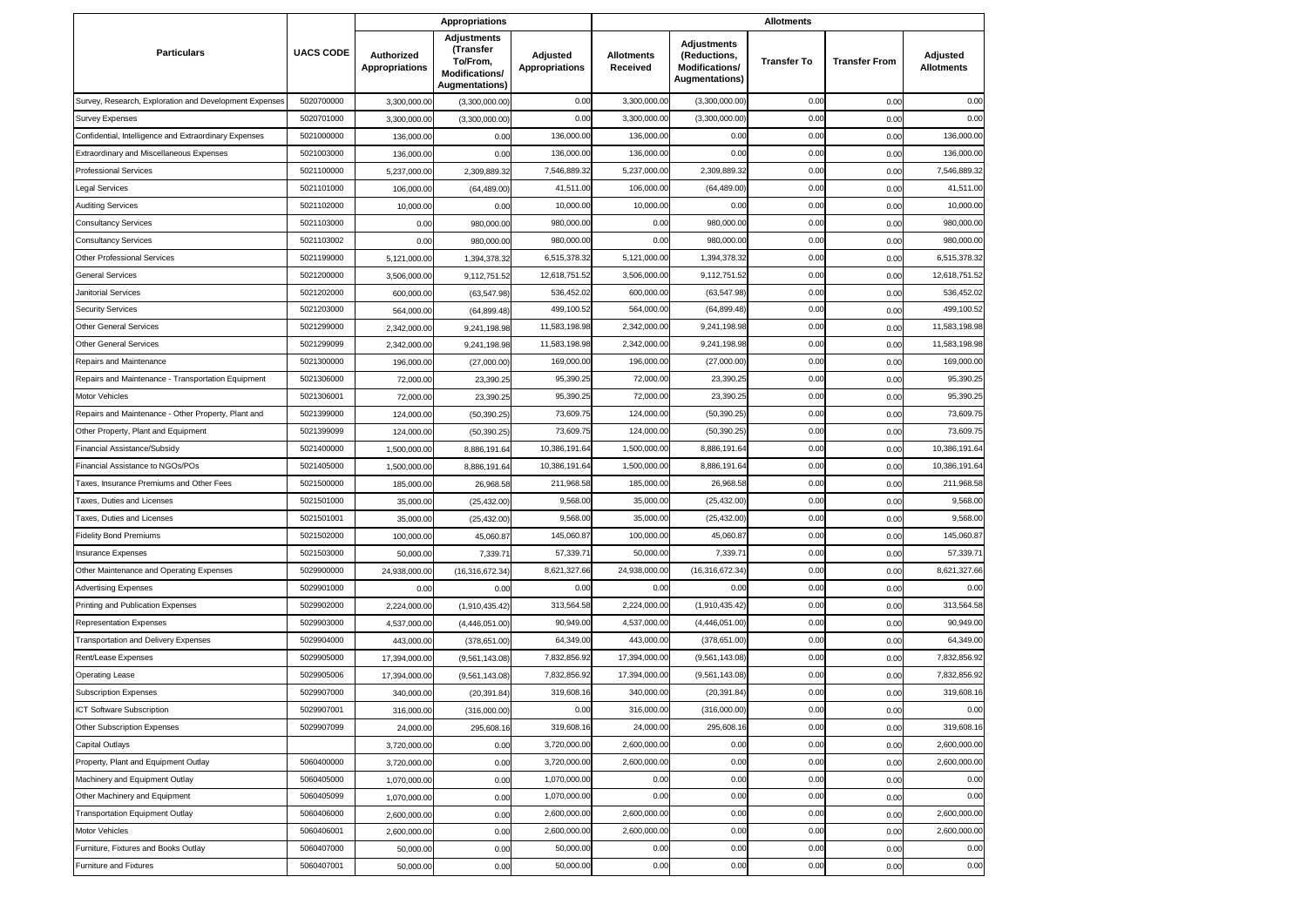| Particulars | UACS CODE | Appropriations | | | Allotments | | | | |
|---|---|---|---|---|---|---|---|---|---|
| | | Authorized Appropriations | Adjustments (Transfer To/From, Modifications/ Augmentations) | Adjusted Appropriations | Allotments Received | Adjustments (Reductions, Modifications/ Augmentations) | Transfer To | Transfer From | Adjusted Allotments |
| Survey, Research, Exploration and Development Expenses | 5020700000 | 3,300,000.00 | (3,300,000.00) | 0.00 | 3,300,000.00 | (3,300,000.00) | 0.00 | 0.00 | 0.00 |
| Survey Expenses | 5020701000 | 3,300,000.00 | (3,300,000.00) | 0.00 | 3,300,000.00 | (3,300,000.00) | 0.00 | 0.00 | 0.00 |
| Confidential, Intelligence and Extraordinary Expenses | 5021000000 | 136,000.00 | 0.00 | 136,000.00 | 136,000.00 | 0.00 | 0.00 | 0.00 | 136,000.00 |
| Extraordinary and Miscellaneous Expenses | 5021003000 | 136,000.00 | 0.00 | 136,000.00 | 136,000.00 | 0.00 | 0.00 | 0.00 | 136,000.00 |
| Professional Services | 5021100000 | 5,237,000.00 | 2,309,889.32 | 7,546,889.32 | 5,237,000.00 | 2,309,889.32 | 0.00 | 0.00 | 7,546,889.32 |
| Legal Services | 5021101000 | 106,000.00 | (64,489.00) | 41,511.00 | 106,000.00 | (64,489.00) | 0.00 | 0.00 | 41,511.00 |
| Auditing Services | 5021102000 | 10,000.00 | 0.00 | 10,000.00 | 10,000.00 | 0.00 | 0.00 | 0.00 | 10,000.00 |
| Consultancy Services | 5021103000 | 0.00 | 980,000.00 | 980,000.00 | 0.00 | 980,000.00 | 0.00 | 0.00 | 980,000.00 |
| Consultancy Services | 5021103002 | 0.00 | 980,000.00 | 980,000.00 | 0.00 | 980,000.00 | 0.00 | 0.00 | 980,000.00 |
| Other Professional Services | 5021199000 | 5,121,000.00 | 1,394,378.32 | 6,515,378.32 | 5,121,000.00 | 1,394,378.32 | 0.00 | 0.00 | 6,515,378.32 |
| General Services | 5021200000 | 3,506,000.00 | 9,112,751.52 | 12,618,751.52 | 3,506,000.00 | 9,112,751.52 | 0.00 | 0.00 | 12,618,751.52 |
| Janitorial Services | 5021202000 | 600,000.00 | (63,547.98) | 536,452.02 | 600,000.00 | (63,547.98) | 0.00 | 0.00 | 536,452.02 |
| Security Services | 5021203000 | 564,000.00 | (64,899.48) | 499,100.52 | 564,000.00 | (64,899.48) | 0.00 | 0.00 | 499,100.52 |
| Other General Services | 5021299000 | 2,342,000.00 | 9,241,198.98 | 11,583,198.98 | 2,342,000.00 | 9,241,198.98 | 0.00 | 0.00 | 11,583,198.98 |
| Other General Services | 5021299099 | 2,342,000.00 | 9,241,198.98 | 11,583,198.98 | 2,342,000.00 | 9,241,198.98 | 0.00 | 0.00 | 11,583,198.98 |
| Repairs and Maintenance | 5021300000 | 196,000.00 | (27,000.00) | 169,000.00 | 196,000.00 | (27,000.00) | 0.00 | 0.00 | 169,000.00 |
| Repairs and Maintenance - Transportation Equipment | 5021306000 | 72,000.00 | 23,390.25 | 95,390.25 | 72,000.00 | 23,390.25 | 0.00 | 0.00 | 95,390.25 |
| Motor Vehicles | 5021306001 | 72,000.00 | 23,390.25 | 95,390.25 | 72,000.00 | 23,390.25 | 0.00 | 0.00 | 95,390.25 |
| Repairs and Maintenance - Other Property, Plant and | 5021399000 | 124,000.00 | (50,390.25) | 73,609.75 | 124,000.00 | (50,390.25) | 0.00 | 0.00 | 73,609.75 |
| Other Property, Plant and Equipment | 5021399099 | 124,000.00 | (50,390.25) | 73,609.75 | 124,000.00 | (50,390.25) | 0.00 | 0.00 | 73,609.75 |
| Financial Assistance/Subsidy | 5021400000 | 1,500,000.00 | 8,886,191.64 | 10,386,191.64 | 1,500,000.00 | 8,886,191.64 | 0.00 | 0.00 | 10,386,191.64 |
| Financial Assistance to NGOs/POs | 5021405000 | 1,500,000.00 | 8,886,191.64 | 10,386,191.64 | 1,500,000.00 | 8,886,191.64 | 0.00 | 0.00 | 10,386,191.64 |
| Taxes, Insurance Premiums and Other Fees | 5021500000 | 185,000.00 | 26,968.58 | 211,968.58 | 185,000.00 | 26,968.58 | 0.00 | 0.00 | 211,968.58 |
| Taxes, Duties and Licenses | 5021501000 | 35,000.00 | (25,432.00) | 9,568.00 | 35,000.00 | (25,432.00) | 0.00 | 0.00 | 9,568.00 |
| Taxes, Duties and Licenses | 5021501001 | 35,000.00 | (25,432.00) | 9,568.00 | 35,000.00 | (25,432.00) | 0.00 | 0.00 | 9,568.00 |
| Fidelity Bond Premiums | 5021502000 | 100,000.00 | 45,060.87 | 145,060.87 | 100,000.00 | 45,060.87 | 0.00 | 0.00 | 145,060.87 |
| Insurance Expenses | 5021503000 | 50,000.00 | 7,339.71 | 57,339.71 | 50,000.00 | 7,339.71 | 0.00 | 0.00 | 57,339.71 |
| Other Maintenance and Operating Expenses | 5029900000 | 24,938,000.00 | (16,316,672.34) | 8,621,327.66 | 24,938,000.00 | (16,316,672.34) | 0.00 | 0.00 | 8,621,327.66 |
| Advertising Expenses | 5029901000 | 0.00 | 0.00 | 0.00 | 0.00 | 0.00 | 0.00 | 0.00 | 0.00 |
| Printing and Publication Expenses | 5029902000 | 2,224,000.00 | (1,910,435.42) | 313,564.58 | 2,224,000.00 | (1,910,435.42) | 0.00 | 0.00 | 313,564.58 |
| Representation Expenses | 5029903000 | 4,537,000.00 | (4,446,051.00) | 90,949.00 | 4,537,000.00 | (4,446,051.00) | 0.00 | 0.00 | 90,949.00 |
| Transportation and Delivery Expenses | 5029904000 | 443,000.00 | (378,651.00) | 64,349.00 | 443,000.00 | (378,651.00) | 0.00 | 0.00 | 64,349.00 |
| Rent/Lease Expenses | 5029905000 | 17,394,000.00 | (9,561,143.08) | 7,832,856.92 | 17,394,000.00 | (9,561,143.08) | 0.00 | 0.00 | 7,832,856.92 |
| Operating Lease | 5029905006 | 17,394,000.00 | (9,561,143.08) | 7,832,856.92 | 17,394,000.00 | (9,561,143.08) | 0.00 | 0.00 | 7,832,856.92 |
| Subscription Expenses | 5029907000 | 340,000.00 | (20,391.84) | 319,608.16 | 340,000.00 | (20,391.84) | 0.00 | 0.00 | 319,608.16 |
| ICT Software Subscription | 5029907001 | 316,000.00 | (316,000.00) | 0.00 | 316,000.00 | (316,000.00) | 0.00 | 0.00 | 0.00 |
| Other Subscription Expenses | 5029907099 | 24,000.00 | 295,608.16 | 319,608.16 | 24,000.00 | 295,608.16 | 0.00 | 0.00 | 319,608.16 |
| Capital Outlays | | 3,720,000.00 | 0.00 | 3,720,000.00 | 2,600,000.00 | 0.00 | 0.00 | 0.00 | 2,600,000.00 |
| Property, Plant and Equipment Outlay | 5060400000 | 3,720,000.00 | 0.00 | 3,720,000.00 | 2,600,000.00 | 0.00 | 0.00 | 0.00 | 2,600,000.00 |
| Machinery and Equipment Outlay | 5060405000 | 1,070,000.00 | 0.00 | 1,070,000.00 | 0.00 | 0.00 | 0.00 | 0.00 | 0.00 |
| Other Machinery and Equipment | 5060405099 | 1,070,000.00 | 0.00 | 1,070,000.00 | 0.00 | 0.00 | 0.00 | 0.00 | 0.00 |
| Transportation Equipment Outlay | 5060406000 | 2,600,000.00 | 0.00 | 2,600,000.00 | 2,600,000.00 | 0.00 | 0.00 | 0.00 | 2,600,000.00 |
| Motor Vehicles | 5060406001 | 2,600,000.00 | 0.00 | 2,600,000.00 | 2,600,000.00 | 0.00 | 0.00 | 0.00 | 2,600,000.00 |
| Furniture, Fixtures and Books Outlay | 5060407000 | 50,000.00 | 0.00 | 50,000.00 | 0.00 | 0.00 | 0.00 | 0.00 | 0.00 |
| Furniture and Fixtures | 5060407001 | 50,000.00 | 0.00 | 50,000.00 | 0.00 | 0.00 | 0.00 | 0.00 | 0.00 |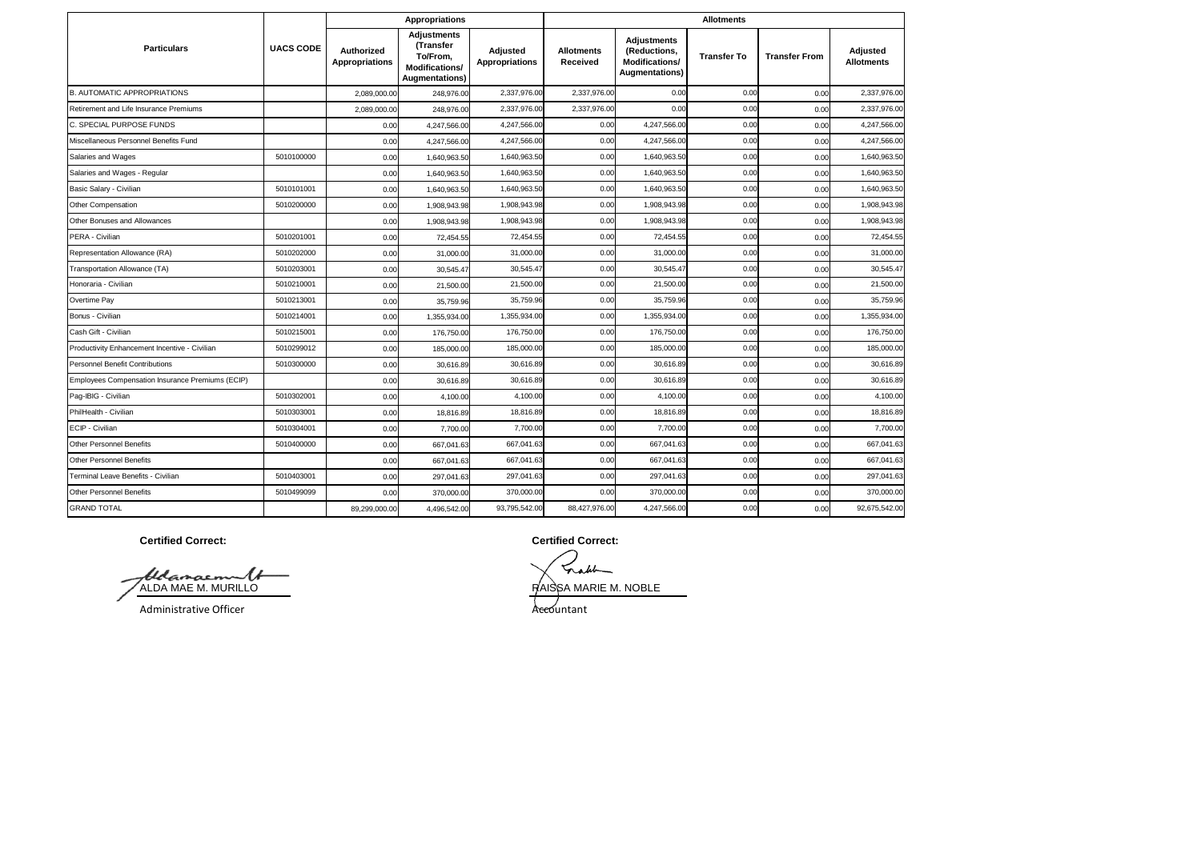| Particulars | UACS CODE | Appropriations | | | Allotments | | | | |
|---|---|---|---|---|---|---|---|---|---|
| | | Authorized Appropriations | Adjustments (Transfer To/From, Modifications/ Augmentations) | Adjusted Appropriations | Allotments Received | Adjustments (Reductions, Modifications/ Augmentations) | Transfer To | Transfer From | Adjusted Allotments |
| B. AUTOMATIC APPROPRIATIONS | | 2,089,000.00 | 248,976.00 | 2,337,976.00 | 2,337,976.00 | 0.00 | 0.00 | 0.00 | 2,337,976.00 |
| Retirement and Life Insurance Premiums | | 2,089,000.00 | 248,976.00 | 2,337,976.00 | 2,337,976.00 | 0.00 | 0.00 | 0.00 | 2,337,976.00 |
| C. SPECIAL PURPOSE FUNDS | | 0.00 | 4,247,566.00 | 4,247,566.00 | 0.00 | 4,247,566.00 | 0.00 | 0.00 | 4,247,566.00 |
| Miscellaneous Personnel Benefits Fund | | 0.00 | 4,247,566.00 | 4,247,566.00 | 0.00 | 4,247,566.00 | 0.00 | 0.00 | 4,247,566.00 |
| Salaries and Wages | 5010100000 | 0.00 | 1,640,963.50 | 1,640,963.50 | 0.00 | 1,640,963.50 | 0.00 | 0.00 | 1,640,963.50 |
| Salaries and Wages - Regular | | 0.00 | 1,640,963.50 | 1,640,963.50 | 0.00 | 1,640,963.50 | 0.00 | 0.00 | 1,640,963.50 |
| Basic Salary - Civilian | 5010101001 | 0.00 | 1,640,963.50 | 1,640,963.50 | 0.00 | 1,640,963.50 | 0.00 | 0.00 | 1,640,963.50 |
| Other Compensation | 5010200000 | 0.00 | 1,908,943.98 | 1,908,943.98 | 0.00 | 1,908,943.98 | 0.00 | 0.00 | 1,908,943.98 |
| Other Bonuses and Allowances | | 0.00 | 1,908,943.98 | 1,908,943.98 | 0.00 | 1,908,943.98 | 0.00 | 0.00 | 1,908,943.98 |
| PERA - Civilian | 5010201001 | 0.00 | 72,454.55 | 72,454.55 | 0.00 | 72,454.55 | 0.00 | 0.00 | 72,454.55 |
| Representation Allowance (RA) | 5010202000 | 0.00 | 31,000.00 | 31,000.00 | 0.00 | 31,000.00 | 0.00 | 0.00 | 31,000.00 |
| Transportation Allowance (TA) | 5010203001 | 0.00 | 30,545.47 | 30,545.47 | 0.00 | 30,545.47 | 0.00 | 0.00 | 30,545.47 |
| Honoraria - Civilian | 5010210001 | 0.00 | 21,500.00 | 21,500.00 | 0.00 | 21,500.00 | 0.00 | 0.00 | 21,500.00 |
| Overtime Pay | 5010213001 | 0.00 | 35,759.96 | 35,759.96 | 0.00 | 35,759.96 | 0.00 | 0.00 | 35,759.96 |
| Bonus - Civilian | 5010214001 | 0.00 | 1,355,934.00 | 1,355,934.00 | 0.00 | 1,355,934.00 | 0.00 | 0.00 | 1,355,934.00 |
| Cash Gift - Civilian | 5010215001 | 0.00 | 176,750.00 | 176,750.00 | 0.00 | 176,750.00 | 0.00 | 0.00 | 176,750.00 |
| Productivity Enhancement Incentive - Civilian | 5010299012 | 0.00 | 185,000.00 | 185,000.00 | 0.00 | 185,000.00 | 0.00 | 0.00 | 185,000.00 |
| Personnel Benefit Contributions | 5010300000 | 0.00 | 30,616.89 | 30,616.89 | 0.00 | 30,616.89 | 0.00 | 0.00 | 30,616.89 |
| Employees Compensation Insurance Premiums (ECIP) | | 0.00 | 30,616.89 | 30,616.89 | 0.00 | 30,616.89 | 0.00 | 0.00 | 30,616.89 |
| Pag-IBIG - Civilian | 5010302001 | 0.00 | 4,100.00 | 4,100.00 | 0.00 | 4,100.00 | 0.00 | 0.00 | 4,100.00 |
| PhilHealth - Civilian | 5010303001 | 0.00 | 18,816.89 | 18,816.89 | 0.00 | 18,816.89 | 0.00 | 0.00 | 18,816.89 |
| ECIP - Civilian | 5010304001 | 0.00 | 7,700.00 | 7,700.00 | 0.00 | 7,700.00 | 0.00 | 0.00 | 7,700.00 |
| Other Personnel Benefits | 5010400000 | 0.00 | 667,041.63 | 667,041.63 | 0.00 | 667,041.63 | 0.00 | 0.00 | 667,041.63 |
| Other Personnel Benefits | | 0.00 | 667,041.63 | 667,041.63 | 0.00 | 667,041.63 | 0.00 | 0.00 | 667,041.63 |
| Terminal Leave Benefits - Civilian | 5010403001 | 0.00 | 297,041.63 | 297,041.63 | 0.00 | 297,041.63 | 0.00 | 0.00 | 297,041.63 |
| Other Personnel Benefits | 5010499099 | 0.00 | 370,000.00 | 370,000.00 | 0.00 | 370,000.00 | 0.00 | 0.00 | 370,000.00 |
| GRAND TOTAL | | 89,299,000.00 | 4,496,542.00 | 93,795,542.00 | 88,427,976.00 | 4,247,566.00 | 0.00 | 0.00 | 92,675,542.00 |

**Certified Correct:**

ALDA MAE M. MURILLO
Administrative Officer

**Certified Correct:**

RAISSA MARIE M. NOBLE
Accountant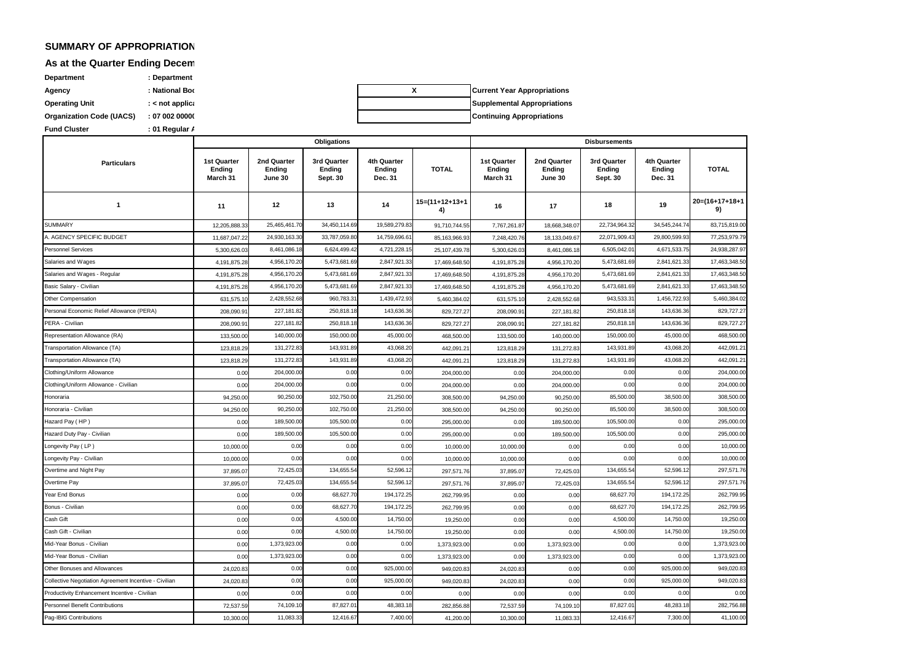## SUMMARY OF APPROPRIATION

### As at the Quarter Ending Decem

**Department** : Department

**Agency** : National Boc

**Operating Unit** : < not applica

**Organization Code (UACS)** : 07 002 0000(

**Fund Cluster** : 01 Regular A

| X | Current Year Appropriations |
|---|---|
| | Supplemental Appropriations |
| | Continuing Appropriations |

| Particulars | Obligations | | | | | Disbursements | | | | |
|---|---|---|---|---|---|---|---|---|---|---|
| | 1st Quarter Ending March 31 | 2nd Quarter Ending June 30 | 3rd Quarter Ending Sept. 30 | 4th Quarter Ending Dec. 31 | TOTAL | 1st Quarter Ending March 31 | 2nd Quarter Ending June 30 | 3rd Quarter Ending Sept. 30 | 4th Quarter Ending Dec. 31 | TOTAL |
| 1 | 11 | 12 | 13 | 14 | 15=(11+12+13+14) | 16 | 17 | 18 | 19 | 20=(16+17+18+19) |
| SUMMARY | 12,205,888.33 | 25,465,461.70 | 34,450,114.69 | 19,589,279.83 | 91,710,744.55 | 7,767,261.87 | 18,668,348.07 | 22,734,964.32 | 34,545,244.74 | 83,715,819.00 |
| A. AGENCY SPECIFIC BUDGET | 11,687,047.22 | 24,930,163.30 | 33,787,059.80 | 14,759,696.61 | 85,163,966.93 | 7,248,420.76 | 18,133,049.67 | 22,071,909.43 | 29,800,599.93 | 77,253,979.79 |
| Personnel Services | 5,300,626.03 | 8,461,086.18 | 6,624,499.42 | 4,721,228.15 | 25,107,439.78 | 5,300,626.03 | 8,461,086.18 | 6,505,042.01 | 4,671,533.75 | 24,938,287.97 |
| Salaries and Wages | 4,191,875.28 | 4,956,170.20 | 5,473,681.69 | 2,847,921.33 | 17,469,648.50 | 4,191,875.28 | 4,956,170.20 | 5,473,681.69 | 2,841,621.33 | 17,463,348.50 |
| Salaries and Wages - Regular | 4,191,875.28 | 4,956,170.20 | 5,473,681.69 | 2,847,921.33 | 17,469,648.50 | 4,191,875.28 | 4,956,170.20 | 5,473,681.69 | 2,841,621.33 | 17,463,348.50 |
| Basic Salary - Civilian | 4,191,875.28 | 4,956,170.20 | 5,473,681.69 | 2,847,921.33 | 17,469,648.50 | 4,191,875.28 | 4,956,170.20 | 5,473,681.69 | 2,841,621.33 | 17,463,348.50 |
| Other Compensation | 631,575.10 | 2,428,552.68 | 960,783.31 | 1,439,472.93 | 5,460,384.02 | 631,575.10 | 2,428,552.68 | 943,533.31 | 1,456,722.93 | 5,460,384.02 |
| Personal Economic Relief Allowance (PERA) | 208,090.91 | 227,181.82 | 250,818.18 | 143,636.36 | 829,727.27 | 208,090.91 | 227,181.82 | 250,818.18 | 143,636.36 | 829,727.27 |
| PERA - Civilian | 208,090.91 | 227,181.82 | 250,818.18 | 143,636.36 | 829,727.27 | 208,090.91 | 227,181.82 | 250,818.18 | 143,636.36 | 829,727.27 |
| Representation Allowance (RA) | 133,500.00 | 140,000.00 | 150,000.00 | 45,000.00 | 468,500.00 | 133,500.00 | 140,000.00 | 150,000.00 | 45,000.00 | 468,500.00 |
| Transportation Allowance (TA) | 123,818.29 | 131,272.83 | 143,931.89 | 43,068.20 | 442,091.21 | 123,818.29 | 131,272.83 | 143,931.89 | 43,068.20 | 442,091.21 |
| Transportation Allowance (TA) | 123,818.29 | 131,272.83 | 143,931.89 | 43,068.20 | 442,091.21 | 123,818.29 | 131,272.83 | 143,931.89 | 43,068.20 | 442,091.21 |
| Clothing/Uniform Allowance | 0.00 | 204,000.00 | 0.00 | 0.00 | 204,000.00 | 0.00 | 204,000.00 | 0.00 | 0.00 | 204,000.00 |
| Clothing/Uniform Allowance - Civilian | 0.00 | 204,000.00 | 0.00 | 0.00 | 204,000.00 | 0.00 | 204,000.00 | 0.00 | 0.00 | 204,000.00 |
| Honoraria | 94,250.00 | 90,250.00 | 102,750.00 | 21,250.00 | 308,500.00 | 94,250.00 | 90,250.00 | 85,500.00 | 38,500.00 | 308,500.00 |
| Honoraria - Civilian | 94,250.00 | 90,250.00 | 102,750.00 | 21,250.00 | 308,500.00 | 94,250.00 | 90,250.00 | 85,500.00 | 38,500.00 | 308,500.00 |
| Hazard Pay ( HP ) | 0.00 | 189,500.00 | 105,500.00 | 0.00 | 295,000.00 | 0.00 | 189,500.00 | 105,500.00 | 0.00 | 295,000.00 |
| Hazard Duty Pay - Civilian | 0.00 | 189,500.00 | 105,500.00 | 0.00 | 295,000.00 | 0.00 | 189,500.00 | 105,500.00 | 0.00 | 295,000.00 |
| Longevity Pay ( LP ) | 10,000.00 | 0.00 | 0.00 | 0.00 | 10,000.00 | 10,000.00 | 0.00 | 0.00 | 0.00 | 10,000.00 |
| Longevity Pay - Civilian | 10,000.00 | 0.00 | 0.00 | 0.00 | 10,000.00 | 10,000.00 | 0.00 | 0.00 | 0.00 | 10,000.00 |
| Overtime and Night Pay | 37,895.07 | 72,425.03 | 134,655.54 | 52,596.12 | 297,571.76 | 37,895.07 | 72,425.03 | 134,655.54 | 52,596.12 | 297,571.76 |
| Overtime Pay | 37,895.07 | 72,425.03 | 134,655.54 | 52,596.12 | 297,571.76 | 37,895.07 | 72,425.03 | 134,655.54 | 52,596.12 | 297,571.76 |
| Year End Bonus | 0.00 | 0.00 | 68,627.70 | 194,172.25 | 262,799.95 | 0.00 | 0.00 | 68,627.70 | 194,172.25 | 262,799.95 |
| Bonus - Civilian | 0.00 | 0.00 | 68,627.70 | 194,172.25 | 262,799.95 | 0.00 | 0.00 | 68,627.70 | 194,172.25 | 262,799.95 |
| Cash Gift | 0.00 | 0.00 | 4,500.00 | 14,750.00 | 19,250.00 | 0.00 | 0.00 | 4,500.00 | 14,750.00 | 19,250.00 |
| Cash Gift - Civilian | 0.00 | 0.00 | 4,500.00 | 14,750.00 | 19,250.00 | 0.00 | 0.00 | 4,500.00 | 14,750.00 | 19,250.00 |
| Mid-Year Bonus - Civilian | 0.00 | 1,373,923.00 | 0.00 | 0.00 | 1,373,923.00 | 0.00 | 1,373,923.00 | 0.00 | 0.00 | 1,373,923.00 |
| Mid-Year Bonus - Civilian | 0.00 | 1,373,923.00 | 0.00 | 0.00 | 1,373,923.00 | 0.00 | 1,373,923.00 | 0.00 | 0.00 | 1,373,923.00 |
| Other Bonuses and Allowances | 24,020.83 | 0.00 | 0.00 | 925,000.00 | 949,020.83 | 24,020.83 | 0.00 | 0.00 | 925,000.00 | 949,020.83 |
| Collective Negotiation Agreement Incentive - Civilian | 24,020.83 | 0.00 | 0.00 | 925,000.00 | 949,020.83 | 24,020.83 | 0.00 | 0.00 | 925,000.00 | 949,020.83 |
| Productivity Enhancement Incentive - Civilian | 0.00 | 0.00 | 0.00 | 0.00 | 0.00 | 0.00 | 0.00 | 0.00 | 0.00 | 0.00 |
| Personnel Benefit Contributions | 72,537.59 | 74,109.10 | 87,827.01 | 48,383.18 | 282,856.88 | 72,537.59 | 74,109.10 | 87,827.01 | 48,283.18 | 282,756.88 |
| Pag-IBIG Contributions | 10,300.00 | 11,083.33 | 12,416.67 | 7,400.00 | 41,200.00 | 10,300.00 | 11,083.33 | 12,416.67 | 7,300.00 | 41,100.00 |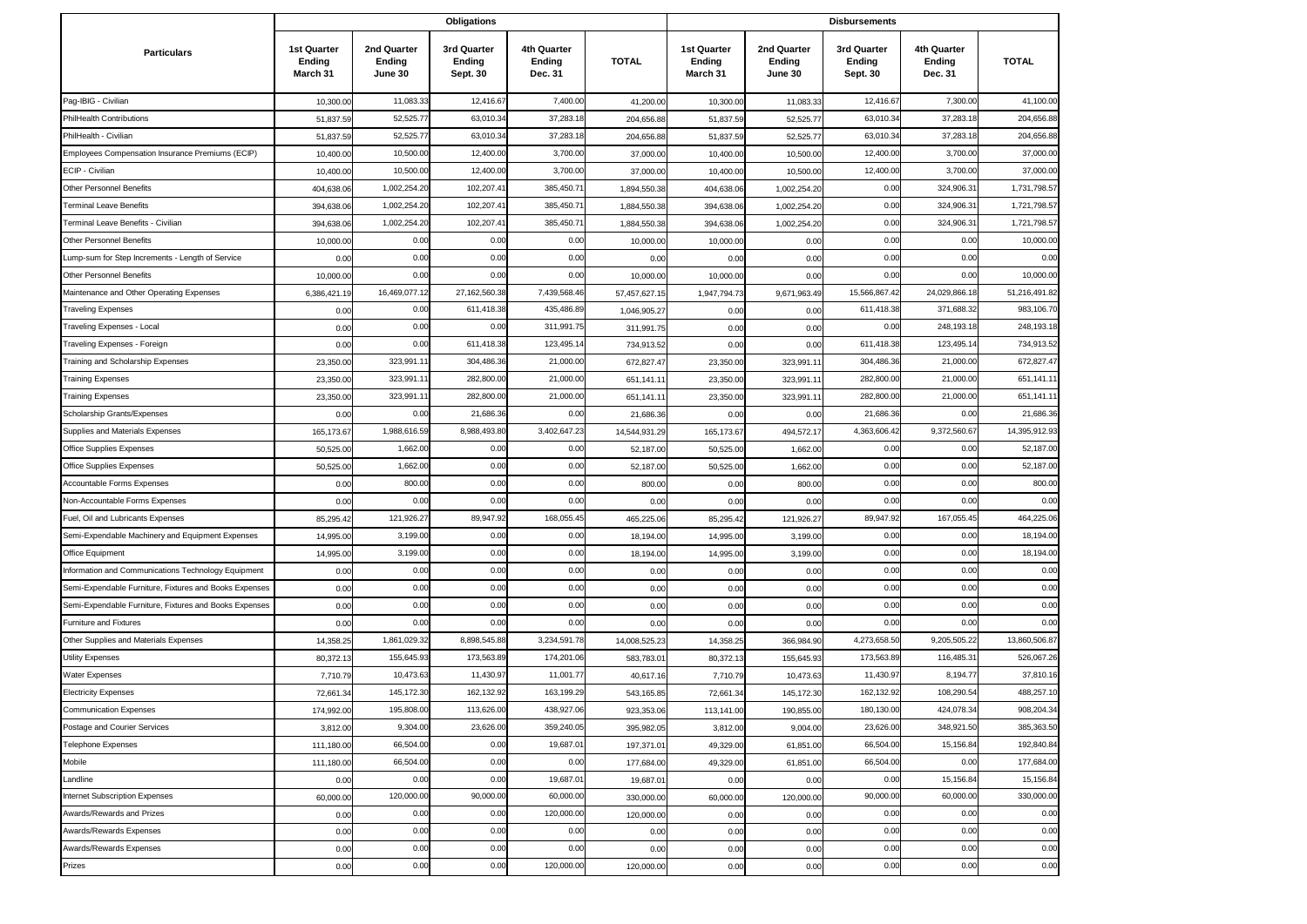| Particulars | Obligations | | | | | Disbursements | | | | |
|---|---|---|---|---|---|---|---|---|---|---|
| | 1st Quarter Ending March 31 | 2nd Quarter Ending June 30 | 3rd Quarter Ending Sept. 30 | 4th Quarter Ending Dec. 31 | TOTAL | 1st Quarter Ending March 31 | 2nd Quarter Ending June 30 | 3rd Quarter Ending Sept. 30 | 4th Quarter Ending Dec. 31 | TOTAL |
| Pag-IBIG - Civilian | 10,300.00 | 11,083.33 | 12,416.67 | 7,400.00 | 41,200.00 | 10,300.00 | 11,083.33 | 12,416.67 | 7,300.00 | 41,100.00 |
| PhilHealth Contributions | 51,837.59 | 52,525.77 | 63,010.34 | 37,283.18 | 204,656.88 | 51,837.59 | 52,525.77 | 63,010.34 | 37,283.18 | 204,656.88 |
| PhilHealth - Civilian | 51,837.59 | 52,525.77 | 63,010.34 | 37,283.18 | 204,656.88 | 51,837.59 | 52,525.77 | 63,010.34 | 37,283.18 | 204,656.88 |
| Employees Compensation Insurance Premiums (ECIP) | 10,400.00 | 10,500.00 | 12,400.00 | 3,700.00 | 37,000.00 | 10,400.00 | 10,500.00 | 12,400.00 | 3,700.00 | 37,000.00 |
| ECIP - Civilian | 10,400.00 | 10,500.00 | 12,400.00 | 3,700.00 | 37,000.00 | 10,400.00 | 10,500.00 | 12,400.00 | 3,700.00 | 37,000.00 |
| Other Personnel Benefits | 404,638.06 | 1,002,254.20 | 102,207.41 | 385,450.71 | 1,894,550.38 | 404,638.06 | 1,002,254.20 | 0.00 | 324,906.31 | 1,731,798.57 |
| Terminal Leave Benefits | 394,638.06 | 1,002,254.20 | 102,207.41 | 385,450.71 | 1,884,550.38 | 394,638.06 | 1,002,254.20 | 0.00 | 324,906.31 | 1,721,798.57 |
| Terminal Leave Benefits - Civilian | 394,638.06 | 1,002,254.20 | 102,207.41 | 385,450.71 | 1,884,550.38 | 394,638.06 | 1,002,254.20 | 0.00 | 324,906.31 | 1,721,798.57 |
| Other Personnel Benefits | 10,000.00 | 0.00 | 0.00 | 0.00 | 10,000.00 | 10,000.00 | 0.00 | 0.00 | 0.00 | 10,000.00 |
| Lump-sum for Step Increments - Length of Service | 0.00 | 0.00 | 0.00 | 0.00 | 0.00 | 0.00 | 0.00 | 0.00 | 0.00 | 0.00 |
| Other Personnel Benefits | 10,000.00 | 0.00 | 0.00 | 0.00 | 10,000.00 | 10,000.00 | 0.00 | 0.00 | 0.00 | 10,000.00 |
| Maintenance and Other Operating Expenses | 6,386,421.19 | 16,469,077.12 | 27,162,560.38 | 7,439,568.46 | 57,457,627.15 | 1,947,794.73 | 9,671,963.49 | 15,566,867.42 | 24,029,866.18 | 51,216,491.82 |
| Traveling Expenses | 0.00 | 0.00 | 611,418.38 | 435,486.89 | 1,046,905.27 | 0.00 | 0.00 | 611,418.38 | 371,688.32 | 983,106.70 |
| Traveling Expenses - Local | 0.00 | 0.00 | 0.00 | 311,991.75 | 311,991.75 | 0.00 | 0.00 | 0.00 | 248,193.18 | 248,193.18 |
| Traveling Expenses - Foreign | 0.00 | 0.00 | 611,418.38 | 123,495.14 | 734,913.52 | 0.00 | 0.00 | 611,418.38 | 123,495.14 | 734,913.52 |
| Training and Scholarship Expenses | 23,350.00 | 323,991.11 | 304,486.36 | 21,000.00 | 672,827.47 | 23,350.00 | 323,991.11 | 304,486.36 | 21,000.00 | 672,827.47 |
| Training Expenses | 23,350.00 | 323,991.11 | 282,800.00 | 21,000.00 | 651,141.11 | 23,350.00 | 323,991.11 | 282,800.00 | 21,000.00 | 651,141.11 |
| Training Expenses | 23,350.00 | 323,991.11 | 282,800.00 | 21,000.00 | 651,141.11 | 23,350.00 | 323,991.11 | 282,800.00 | 21,000.00 | 651,141.11 |
| Scholarship Grants/Expenses | 0.00 | 0.00 | 21,686.36 | 0.00 | 21,686.36 | 0.00 | 0.00 | 21,686.36 | 0.00 | 21,686.36 |
| Supplies and Materials Expenses | 165,173.67 | 1,988,616.59 | 8,988,493.80 | 3,402,647.23 | 14,544,931.29 | 165,173.67 | 494,572.17 | 4,363,606.42 | 9,372,560.67 | 14,395,912.93 |
| Office Supplies Expenses | 50,525.00 | 1,662.00 | 0.00 | 0.00 | 52,187.00 | 50,525.00 | 1,662.00 | 0.00 | 0.00 | 52,187.00 |
| Office Supplies Expenses | 50,525.00 | 1,662.00 | 0.00 | 0.00 | 52,187.00 | 50,525.00 | 1,662.00 | 0.00 | 0.00 | 52,187.00 |
| Accountable Forms Expenses | 0.00 | 800.00 | 0.00 | 0.00 | 800.00 | 0.00 | 800.00 | 0.00 | 0.00 | 800.00 |
| Non-Accountable Forms Expenses | 0.00 | 0.00 | 0.00 | 0.00 | 0.00 | 0.00 | 0.00 | 0.00 | 0.00 | 0.00 |
| Fuel, Oil and Lubricants Expenses | 85,295.42 | 121,926.27 | 89,947.92 | 168,055.45 | 465,225.06 | 85,295.42 | 121,926.27 | 89,947.92 | 167,055.45 | 464,225.06 |
| Semi-Expendable Machinery and Equipment Expenses | 14,995.00 | 3,199.00 | 0.00 | 0.00 | 18,194.00 | 14,995.00 | 3,199.00 | 0.00 | 0.00 | 18,194.00 |
| Office Equipment | 14,995.00 | 3,199.00 | 0.00 | 0.00 | 18,194.00 | 14,995.00 | 3,199.00 | 0.00 | 0.00 | 18,194.00 |
| Information and Communications Technology Equipment | 0.00 | 0.00 | 0.00 | 0.00 | 0.00 | 0.00 | 0.00 | 0.00 | 0.00 | 0.00 |
| Semi-Expendable Furniture, Fixtures and Books Expenses | 0.00 | 0.00 | 0.00 | 0.00 | 0.00 | 0.00 | 0.00 | 0.00 | 0.00 | 0.00 |
| Semi-Expendable Furniture, Fixtures and Books Expenses | 0.00 | 0.00 | 0.00 | 0.00 | 0.00 | 0.00 | 0.00 | 0.00 | 0.00 | 0.00 |
| Furniture and Fixtures | 0.00 | 0.00 | 0.00 | 0.00 | 0.00 | 0.00 | 0.00 | 0.00 | 0.00 | 0.00 |
| Other Supplies and Materials Expenses | 14,358.25 | 1,861,029.32 | 8,898,545.88 | 3,234,591.78 | 14,008,525.23 | 14,358.25 | 366,984.90 | 4,273,658.50 | 9,205,505.22 | 13,860,506.87 |
| Utility Expenses | 80,372.13 | 155,645.93 | 173,563.89 | 174,201.06 | 583,783.01 | 80,372.13 | 155,645.93 | 173,563.89 | 116,485.31 | 526,067.26 |
| Water Expenses | 7,710.79 | 10,473.63 | 11,430.97 | 11,001.77 | 40,617.16 | 7,710.79 | 10,473.63 | 11,430.97 | 8,194.77 | 37,810.16 |
| Electricity Expenses | 72,661.34 | 145,172.30 | 162,132.92 | 163,199.29 | 543,165.85 | 72,661.34 | 145,172.30 | 162,132.92 | 108,290.54 | 488,257.10 |
| Communication Expenses | 174,992.00 | 195,808.00 | 113,626.00 | 438,927.06 | 923,353.06 | 113,141.00 | 190,855.00 | 180,130.00 | 424,078.34 | 908,204.34 |
| Postage and Courier Services | 3,812.00 | 9,304.00 | 23,626.00 | 359,240.05 | 395,982.05 | 3,812.00 | 9,004.00 | 23,626.00 | 348,921.50 | 385,363.50 |
| Telephone Expenses | 111,180.00 | 66,504.00 | 0.00 | 19,687.01 | 197,371.01 | 49,329.00 | 61,851.00 | 66,504.00 | 15,156.84 | 192,840.84 |
| Mobile | 111,180.00 | 66,504.00 | 0.00 | 0.00 | 177,684.00 | 49,329.00 | 61,851.00 | 66,504.00 | 0.00 | 177,684.00 |
| Landline | 0.00 | 0.00 | 0.00 | 19,687.01 | 19,687.01 | 0.00 | 0.00 | 0.00 | 15,156.84 | 15,156.84 |
| Internet Subscription Expenses | 60,000.00 | 120,000.00 | 90,000.00 | 60,000.00 | 330,000.00 | 60,000.00 | 120,000.00 | 90,000.00 | 60,000.00 | 330,000.00 |
| Awards/Rewards and Prizes | 0.00 | 0.00 | 0.00 | 120,000.00 | 120,000.00 | 0.00 | 0.00 | 0.00 | 0.00 | 0.00 |
| Awards/Rewards Expenses | 0.00 | 0.00 | 0.00 | 0.00 | 0.00 | 0.00 | 0.00 | 0.00 | 0.00 | 0.00 |
| Awards/Rewards Expenses | 0.00 | 0.00 | 0.00 | 0.00 | 0.00 | 0.00 | 0.00 | 0.00 | 0.00 | 0.00 |
| Prizes | 0.00 | 0.00 | 0.00 | 120,000.00 | 120,000.00 | 0.00 | 0.00 | 0.00 | 0.00 | 0.00 |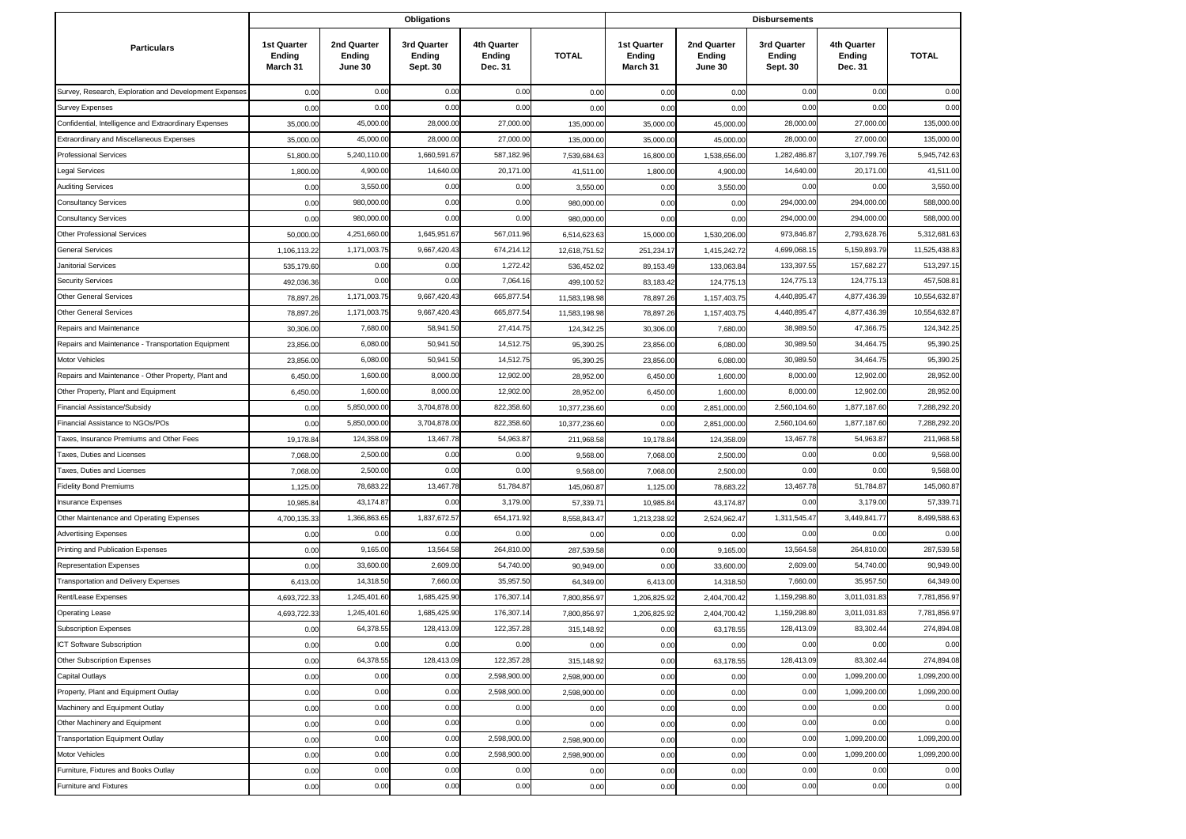| Particulars | Obligations | | | | | Disbursements | | | | |
|---|---|---|---|---|---|---|---|---|---|---|
| | 1st Quarter Ending March 31 | 2nd Quarter Ending June 30 | 3rd Quarter Ending Sept. 30 | 4th Quarter Ending Dec. 31 | TOTAL | 1st Quarter Ending March 31 | 2nd Quarter Ending June 30 | 3rd Quarter Ending Sept. 30 | 4th Quarter Ending Dec. 31 | TOTAL |
| Survey, Research, Exploration and Development Expenses | 0.00 | 0.00 | 0.00 | 0.00 | 0.00 | 0.00 | 0.00 | 0.00 | 0.00 | 0.00 |
| Survey Expenses | 0.00 | 0.00 | 0.00 | 0.00 | 0.00 | 0.00 | 0.00 | 0.00 | 0.00 | 0.00 |
| Confidential, Intelligence and Extraordinary Expenses | 35,000.00 | 45,000.00 | 28,000.00 | 27,000.00 | 135,000.00 | 35,000.00 | 45,000.00 | 28,000.00 | 27,000.00 | 135,000.00 |
| Extraordinary and Miscellaneous Expenses | 35,000.00 | 45,000.00 | 28,000.00 | 27,000.00 | 135,000.00 | 35,000.00 | 45,000.00 | 28,000.00 | 27,000.00 | 135,000.00 |
| Professional Services | 51,800.00 | 5,240,110.00 | 1,660,591.67 | 587,182.96 | 7,539,684.63 | 16,800.00 | 1,538,656.00 | 1,282,486.87 | 3,107,799.76 | 5,945,742.63 |
| Legal Services | 1,800.00 | 4,900.00 | 14,640.00 | 20,171.00 | 41,511.00 | 1,800.00 | 4,900.00 | 14,640.00 | 20,171.00 | 41,511.00 |
| Auditing Services | 0.00 | 3,550.00 | 0.00 | 0.00 | 3,550.00 | 0.00 | 3,550.00 | 0.00 | 0.00 | 3,550.00 |
| Consultancy Services | 0.00 | 980,000.00 | 0.00 | 0.00 | 980,000.00 | 0.00 | 0.00 | 294,000.00 | 294,000.00 | 588,000.00 |
| Consultancy Services | 0.00 | 980,000.00 | 0.00 | 0.00 | 980,000.00 | 0.00 | 0.00 | 294,000.00 | 294,000.00 | 588,000.00 |
| Other Professional Services | 50,000.00 | 4,251,660.00 | 1,645,951.67 | 567,011.96 | 6,514,623.63 | 15,000.00 | 1,530,206.00 | 973,846.87 | 2,793,628.76 | 5,312,681.63 |
| General Services | 1,106,113.22 | 1,171,003.75 | 9,667,420.43 | 674,214.12 | 12,618,751.52 | 251,234.17 | 1,415,242.72 | 4,699,068.15 | 5,159,893.79 | 11,525,438.83 |
| Janitorial Services | 535,179.60 | 0.00 | 0.00 | 1,272.42 | 536,452.02 | 89,153.49 | 133,063.84 | 133,397.55 | 157,682.27 | 513,297.15 |
| Security Services | 492,036.36 | 0.00 | 0.00 | 7,064.16 | 499,100.52 | 83,183.42 | 124,775.13 | 124,775.13 | 124,775.13 | 457,508.81 |
| Other General Services | 78,897.26 | 1,171,003.75 | 9,667,420.43 | 665,877.54 | 11,583,198.98 | 78,897.26 | 1,157,403.75 | 4,440,895.47 | 4,877,436.39 | 10,554,632.87 |
| Other General Services | 78,897.26 | 1,171,003.75 | 9,667,420.43 | 665,877.54 | 11,583,198.98 | 78,897.26 | 1,157,403.75 | 4,440,895.47 | 4,877,436.39 | 10,554,632.87 |
| Repairs and Maintenance | 30,306.00 | 7,680.00 | 58,941.50 | 27,414.75 | 124,342.25 | 30,306.00 | 7,680.00 | 38,989.50 | 47,366.75 | 124,342.25 |
| Repairs and Maintenance - Transportation Equipment | 23,856.00 | 6,080.00 | 50,941.50 | 14,512.75 | 95,390.25 | 23,856.00 | 6,080.00 | 30,989.50 | 34,464.75 | 95,390.25 |
| Motor Vehicles | 23,856.00 | 6,080.00 | 50,941.50 | 14,512.75 | 95,390.25 | 23,856.00 | 6,080.00 | 30,989.50 | 34,464.75 | 95,390.25 |
| Repairs and Maintenance - Other Property, Plant and | 6,450.00 | 1,600.00 | 8,000.00 | 12,902.00 | 28,952.00 | 6,450.00 | 1,600.00 | 8,000.00 | 12,902.00 | 28,952.00 |
| Other Property, Plant and Equipment | 6,450.00 | 1,600.00 | 8,000.00 | 12,902.00 | 28,952.00 | 6,450.00 | 1,600.00 | 8,000.00 | 12,902.00 | 28,952.00 |
| Financial Assistance/Subsidy | 0.00 | 5,850,000.00 | 3,704,878.00 | 822,358.60 | 10,377,236.60 | 0.00 | 2,851,000.00 | 2,560,104.60 | 1,877,187.60 | 7,288,292.20 |
| Financial Assistance to NGOs/POs | 0.00 | 5,850,000.00 | 3,704,878.00 | 822,358.60 | 10,377,236.60 | 0.00 | 2,851,000.00 | 2,560,104.60 | 1,877,187.60 | 7,288,292.20 |
| Taxes, Insurance Premiums and Other Fees | 19,178.84 | 124,358.09 | 13,467.78 | 54,963.87 | 211,968.58 | 19,178.84 | 124,358.09 | 13,467.78 | 54,963.87 | 211,968.58 |
| Taxes, Duties and Licenses | 7,068.00 | 2,500.00 | 0.00 | 0.00 | 9,568.00 | 7,068.00 | 2,500.00 | 0.00 | 0.00 | 9,568.00 |
| Taxes, Duties and Licenses | 7,068.00 | 2,500.00 | 0.00 | 0.00 | 9,568.00 | 7,068.00 | 2,500.00 | 0.00 | 0.00 | 9,568.00 |
| Fidelity Bond Premiums | 1,125.00 | 78,683.22 | 13,467.78 | 51,784.87 | 145,060.87 | 1,125.00 | 78,683.22 | 13,467.78 | 51,784.87 | 145,060.87 |
| Insurance Expenses | 10,985.84 | 43,174.87 | 0.00 | 3,179.00 | 57,339.71 | 10,985.84 | 43,174.87 | 0.00 | 3,179.00 | 57,339.71 |
| Other Maintenance and Operating Expenses | 4,700,135.33 | 1,366,863.65 | 1,837,672.57 | 654,171.92 | 8,558,843.47 | 1,213,238.92 | 2,524,962.47 | 1,311,545.47 | 3,449,841.77 | 8,499,588.63 |
| Advertising Expenses | 0.00 | 0.00 | 0.00 | 0.00 | 0.00 | 0.00 | 0.00 | 0.00 | 0.00 | 0.00 |
| Printing and Publication Expenses | 0.00 | 9,165.00 | 13,564.58 | 264,810.00 | 287,539.58 | 0.00 | 9,165.00 | 13,564.58 | 264,810.00 | 287,539.58 |
| Representation Expenses | 0.00 | 33,600.00 | 2,609.00 | 54,740.00 | 90,949.00 | 0.00 | 33,600.00 | 2,609.00 | 54,740.00 | 90,949.00 |
| Transportation and Delivery Expenses | 6,413.00 | 14,318.50 | 7,660.00 | 35,957.50 | 64,349.00 | 6,413.00 | 14,318.50 | 7,660.00 | 35,957.50 | 64,349.00 |
| Rent/Lease Expenses | 4,693,722.33 | 1,245,401.60 | 1,685,425.90 | 176,307.14 | 7,800,856.97 | 1,206,825.92 | 2,404,700.42 | 1,159,298.80 | 3,011,031.83 | 7,781,856.97 |
| Operating Lease | 4,693,722.33 | 1,245,401.60 | 1,685,425.90 | 176,307.14 | 7,800,856.97 | 1,206,825.92 | 2,404,700.42 | 1,159,298.80 | 3,011,031.83 | 7,781,856.97 |
| Subscription Expenses | 0.00 | 64,378.55 | 128,413.09 | 122,357.28 | 315,148.92 | 0.00 | 63,178.55 | 128,413.09 | 83,302.44 | 274,894.08 |
| ICT Software Subscription | 0.00 | 0.00 | 0.00 | 0.00 | 0.00 | 0.00 | 0.00 | 0.00 | 0.00 | 0.00 |
| Other Subscription Expenses | 0.00 | 64,378.55 | 128,413.09 | 122,357.28 | 315,148.92 | 0.00 | 63,178.55 | 128,413.09 | 83,302.44 | 274,894.08 |
| Capital Outlays | 0.00 | 0.00 | 0.00 | 2,598,900.00 | 2,598,900.00 | 0.00 | 0.00 | 0.00 | 1,099,200.00 | 1,099,200.00 |
| Property, Plant and Equipment Outlay | 0.00 | 0.00 | 0.00 | 2,598,900.00 | 2,598,900.00 | 0.00 | 0.00 | 0.00 | 1,099,200.00 | 1,099,200.00 |
| Machinery and Equipment Outlay | 0.00 | 0.00 | 0.00 | 0.00 | 0.00 | 0.00 | 0.00 | 0.00 | 0.00 | 0.00 |
| Other Machinery and Equipment | 0.00 | 0.00 | 0.00 | 0.00 | 0.00 | 0.00 | 0.00 | 0.00 | 0.00 | 0.00 |
| Transportation Equipment Outlay | 0.00 | 0.00 | 0.00 | 2,598,900.00 | 2,598,900.00 | 0.00 | 0.00 | 0.00 | 1,099,200.00 | 1,099,200.00 |
| Motor Vehicles | 0.00 | 0.00 | 0.00 | 2,598,900.00 | 2,598,900.00 | 0.00 | 0.00 | 0.00 | 1,099,200.00 | 1,099,200.00 |
| Furniture, Fixtures and Books Outlay | 0.00 | 0.00 | 0.00 | 0.00 | 0.00 | 0.00 | 0.00 | 0.00 | 0.00 | 0.00 |
| Furniture and Fixtures | 0.00 | 0.00 | 0.00 | 0.00 | 0.00 | 0.00 | 0.00 | 0.00 | 0.00 | 0.00 |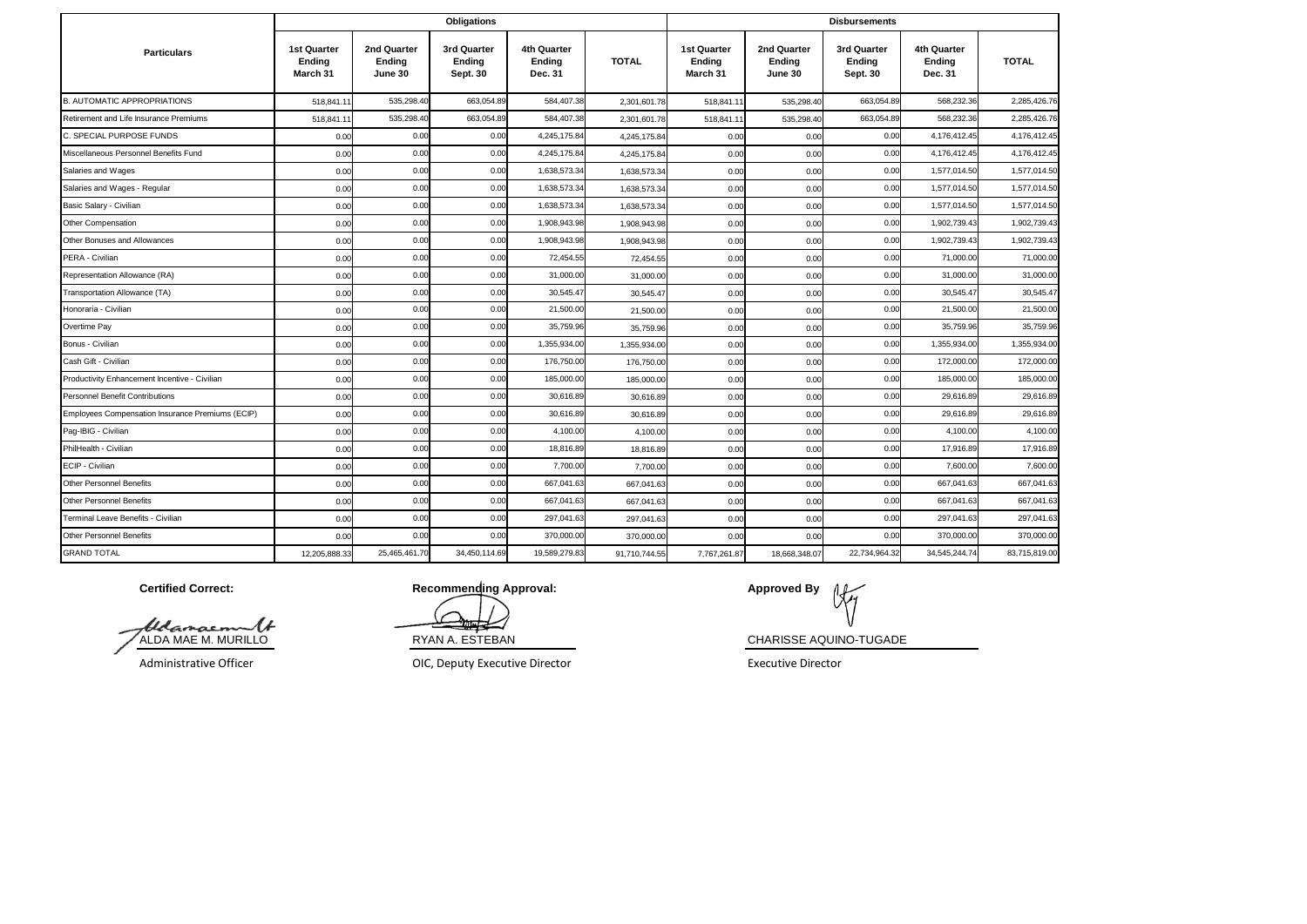| Particulars | Obligations | | | | | Disbursements | | | | |
|---|---|---|---|---|---|---|---|---|---|---|
| | 1st Quarter Ending March 31 | 2nd Quarter Ending June 30 | 3rd Quarter Ending Sept. 30 | 4th Quarter Ending Dec. 31 | TOTAL | 1st Quarter Ending March 31 | 2nd Quarter Ending June 30 | 3rd Quarter Ending Sept. 30 | 4th Quarter Ending Dec. 31 | TOTAL |
| B. AUTOMATIC APPROPRIATIONS | 518,841.11 | 535,298.40 | 663,054.89 | 584,407.38 | 2,301,601.78 | 518,841.11 | 535,298.40 | 663,054.89 | 568,232.36 | 2,285,426.76 |
| Retirement and Life Insurance Premiums | 518,841.11 | 535,298.40 | 663,054.89 | 584,407.38 | 2,301,601.78 | 518,841.11 | 535,298.40 | 663,054.89 | 568,232.36 | 2,285,426.76 |
| C. SPECIAL PURPOSE FUNDS | 0.00 | 0.00 | 0.00 | 4,245,175.84 | 4,245,175.84 | 0.00 | 0.00 | 0.00 | 4,176,412.45 | 4,176,412.45 |
| Miscellaneous Personnel Benefits Fund | 0.00 | 0.00 | 0.00 | 4,245,175.84 | 4,245,175.84 | 0.00 | 0.00 | 0.00 | 4,176,412.45 | 4,176,412.45 |
| Salaries and Wages | 0.00 | 0.00 | 0.00 | 1,638,573.34 | 1,638,573.34 | 0.00 | 0.00 | 0.00 | 1,577,014.50 | 1,577,014.50 |
| Salaries and Wages - Regular | 0.00 | 0.00 | 0.00 | 1,638,573.34 | 1,638,573.34 | 0.00 | 0.00 | 0.00 | 1,577,014.50 | 1,577,014.50 |
| Basic Salary - Civilian | 0.00 | 0.00 | 0.00 | 1,638,573.34 | 1,638,573.34 | 0.00 | 0.00 | 0.00 | 1,577,014.50 | 1,577,014.50 |
| Other Compensation | 0.00 | 0.00 | 0.00 | 1,908,943.98 | 1,908,943.98 | 0.00 | 0.00 | 0.00 | 1,902,739.43 | 1,902,739.43 |
| Other Bonuses and Allowances | 0.00 | 0.00 | 0.00 | 1,908,943.98 | 1,908,943.98 | 0.00 | 0.00 | 0.00 | 1,902,739.43 | 1,902,739.43 |
| PERA - Civilian | 0.00 | 0.00 | 0.00 | 72,454.55 | 72,454.55 | 0.00 | 0.00 | 0.00 | 71,000.00 | 71,000.00 |
| Representation Allowance (RA) | 0.00 | 0.00 | 0.00 | 31,000.00 | 31,000.00 | 0.00 | 0.00 | 0.00 | 31,000.00 | 31,000.00 |
| Transportation Allowance (TA) | 0.00 | 0.00 | 0.00 | 30,545.47 | 30,545.47 | 0.00 | 0.00 | 0.00 | 30,545.47 | 30,545.47 |
| Honoraria - Civilian | 0.00 | 0.00 | 0.00 | 21,500.00 | 21,500.00 | 0.00 | 0.00 | 0.00 | 21,500.00 | 21,500.00 |
| Overtime Pay | 0.00 | 0.00 | 0.00 | 35,759.96 | 35,759.96 | 0.00 | 0.00 | 0.00 | 35,759.96 | 35,759.96 |
| Bonus - Civilian | 0.00 | 0.00 | 0.00 | 1,355,934.00 | 1,355,934.00 | 0.00 | 0.00 | 0.00 | 1,355,934.00 | 1,355,934.00 |
| Cash Gift - Civilian | 0.00 | 0.00 | 0.00 | 176,750.00 | 176,750.00 | 0.00 | 0.00 | 0.00 | 172,000.00 | 172,000.00 |
| Productivity Enhancement Incentive - Civilian | 0.00 | 0.00 | 0.00 | 185,000.00 | 185,000.00 | 0.00 | 0.00 | 0.00 | 185,000.00 | 185,000.00 |
| Personnel Benefit Contributions | 0.00 | 0.00 | 0.00 | 30,616.89 | 30,616.89 | 0.00 | 0.00 | 0.00 | 29,616.89 | 29,616.89 |
| Employees Compensation Insurance Premiums (ECIP) | 0.00 | 0.00 | 0.00 | 30,616.89 | 30,616.89 | 0.00 | 0.00 | 0.00 | 29,616.89 | 29,616.89 |
| Pag-IBIG - Civilian | 0.00 | 0.00 | 0.00 | 4,100.00 | 4,100.00 | 0.00 | 0.00 | 0.00 | 4,100.00 | 4,100.00 |
| PhilHealth - Civilian | 0.00 | 0.00 | 0.00 | 18,816.89 | 18,816.89 | 0.00 | 0.00 | 0.00 | 17,916.89 | 17,916.89 |
| ECIP - Civilian | 0.00 | 0.00 | 0.00 | 7,700.00 | 7,700.00 | 0.00 | 0.00 | 0.00 | 7,600.00 | 7,600.00 |
| Other Personnel Benefits | 0.00 | 0.00 | 0.00 | 667,041.63 | 667,041.63 | 0.00 | 0.00 | 0.00 | 667,041.63 | 667,041.63 |
| Other Personnel Benefits | 0.00 | 0.00 | 0.00 | 667,041.63 | 667,041.63 | 0.00 | 0.00 | 0.00 | 667,041.63 | 667,041.63 |
| Terminal Leave Benefits - Civilian | 0.00 | 0.00 | 0.00 | 297,041.63 | 297,041.63 | 0.00 | 0.00 | 0.00 | 297,041.63 | 297,041.63 |
| Other Personnel Benefits | 0.00 | 0.00 | 0.00 | 370,000.00 | 370,000.00 | 0.00 | 0.00 | 0.00 | 370,000.00 | 370,000.00 |
| GRAND TOTAL | 12,205,888.33 | 25,465,461.70 | 34,450,114.69 | 19,589,279.83 | 91,710,744.55 | 7,767,261.87 | 18,668,348.07 | 22,734,964.32 | 34,545,244.74 | 83,715,819.00 |

**Certified Correct:**

ALDA MAE M. MURILLO
Administrative Officer

**Recommending Approval:**

RYAN A. ESTEBAN
OIC, Deputy Executive Director

**Approved By**

CHARISSE AQUINO-TUGADE
Executive Director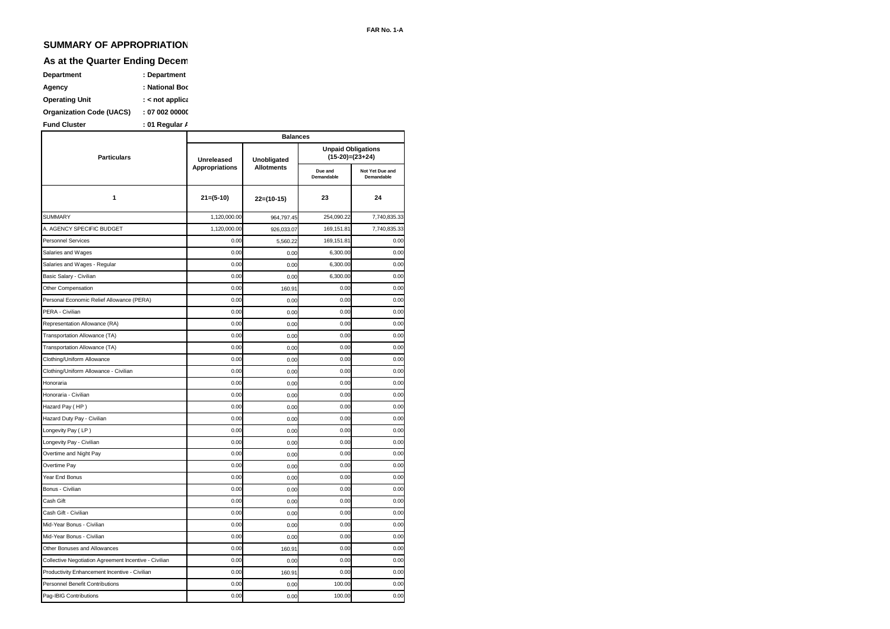FAR No. 1-A

## SUMMARY OF APPROPRIATION

## As at the Quarter Ending Decem

| | |
|---|---|
| **Department** | **: Department** |
| **Agency** | **: National Boc** |
| **Operating Unit** | **: < not applica** |
| **Organization Code (UACS)** | **: 07 002 00000** |
| **Fund Cluster** | **: 01 Regular /** |

| Particulars | Balances | | | |
|---|---|---|---|---|
| | Unreleased Appropriations | Unobligated Allotments | Unpaid Obligations (15-20)=(23+24) | |
| | | | Due and Demandable | Not Yet Due and Demandable |
| 1 | 21=(5-10) | 22=(10-15) | 23 | 24 |
| SUMMARY | 1,120,000.00 | 964,797.45 | 254,090.22 | 7,740,835.33 |
| A. AGENCY SPECIFIC BUDGET | 1,120,000.00 | 926,033.07 | 169,151.81 | 7,740,835.33 |
| Personnel Services | 0.00 | 5,560.22 | 169,151.81 | 0.00 |
| Salaries and Wages | 0.00 | 0.00 | 6,300.00 | 0.00 |
| Salaries and Wages - Regular | 0.00 | 0.00 | 6,300.00 | 0.00 |
| Basic Salary - Civilian | 0.00 | 0.00 | 6,300.00 | 0.00 |
| Other Compensation | 0.00 | 160.91 | 0.00 | 0.00 |
| Personal Economic Relief Allowance (PERA) | 0.00 | 0.00 | 0.00 | 0.00 |
| PERA - Civilian | 0.00 | 0.00 | 0.00 | 0.00 |
| Representation Allowance (RA) | 0.00 | 0.00 | 0.00 | 0.00 |
| Transportation Allowance (TA) | 0.00 | 0.00 | 0.00 | 0.00 |
| Transportation Allowance (TA) | 0.00 | 0.00 | 0.00 | 0.00 |
| Clothing/Uniform Allowance | 0.00 | 0.00 | 0.00 | 0.00 |
| Clothing/Uniform Allowance - Civilian | 0.00 | 0.00 | 0.00 | 0.00 |
| Honoraria | 0.00 | 0.00 | 0.00 | 0.00 |
| Honoraria - Civilian | 0.00 | 0.00 | 0.00 | 0.00 |
| Hazard Pay ( HP ) | 0.00 | 0.00 | 0.00 | 0.00 |
| Hazard Duty Pay - Civilian | 0.00 | 0.00 | 0.00 | 0.00 |
| Longevity Pay ( LP ) | 0.00 | 0.00 | 0.00 | 0.00 |
| Longevity Pay - Civilian | 0.00 | 0.00 | 0.00 | 0.00 |
| Overtime and Night Pay | 0.00 | 0.00 | 0.00 | 0.00 |
| Overtime Pay | 0.00 | 0.00 | 0.00 | 0.00 |
| Year End Bonus | 0.00 | 0.00 | 0.00 | 0.00 |
| Bonus - Civilian | 0.00 | 0.00 | 0.00 | 0.00 |
| Cash Gift | 0.00 | 0.00 | 0.00 | 0.00 |
| Cash Gift - Civilian | 0.00 | 0.00 | 0.00 | 0.00 |
| Mid-Year Bonus - Civilian | 0.00 | 0.00 | 0.00 | 0.00 |
| Mid-Year Bonus - Civilian | 0.00 | 0.00 | 0.00 | 0.00 |
| Other Bonuses and Allowances | 0.00 | 160.91 | 0.00 | 0.00 |
| Collective Negotiation Agreement Incentive - Civilian | 0.00 | 0.00 | 0.00 | 0.00 |
| Productivity Enhancement Incentive - Civilian | 0.00 | 160.91 | 0.00 | 0.00 |
| Personnel Benefit Contributions | 0.00 | 0.00 | 100.00 | 0.00 |
| Pag-IBIG Contributions | 0.00 | 0.00 | 100.00 | 0.00 |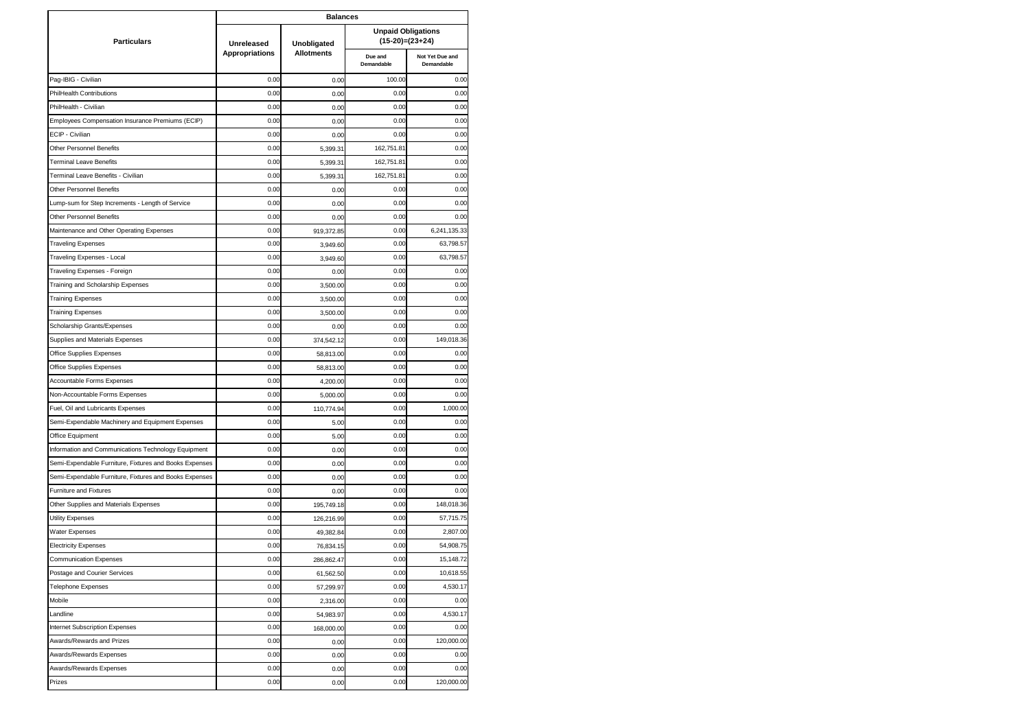| Particulars | Balances | | | |
|---|---|---|---|---|
| | Unreleased Appropriations | Unobligated Allotments | Unpaid Obligations (15-20)=(23+24) | |
| | | | Due and Demandable | Not Yet Due and Demandable |
| Pag-IBIG - Civilian | 0.00 | 0.00 | 100.00 | 0.00 |
| PhilHealth Contributions | 0.00 | 0.00 | 0.00 | 0.00 |
| PhilHealth - Civilian | 0.00 | 0.00 | 0.00 | 0.00 |
| Employees Compensation Insurance Premiums (ECIP) | 0.00 | 0.00 | 0.00 | 0.00 |
| ECIP - Civilian | 0.00 | 0.00 | 0.00 | 0.00 |
| Other Personnel Benefits | 0.00 | 5,399.31 | 162,751.81 | 0.00 |
| Terminal Leave Benefits | 0.00 | 5,399.31 | 162,751.81 | 0.00 |
| Terminal Leave Benefits - Civilian | 0.00 | 5,399.31 | 162,751.81 | 0.00 |
| Other Personnel Benefits | 0.00 | 0.00 | 0.00 | 0.00 |
| Lump-sum for Step Increments - Length of Service | 0.00 | 0.00 | 0.00 | 0.00 |
| Other Personnel Benefits | 0.00 | 0.00 | 0.00 | 0.00 |
| Maintenance and Other Operating Expenses | 0.00 | 919,372.85 | 0.00 | 6,241,135.33 |
| Traveling Expenses | 0.00 | 3,949.60 | 0.00 | 63,798.57 |
| Traveling Expenses - Local | 0.00 | 3,949.60 | 0.00 | 63,798.57 |
| Traveling Expenses - Foreign | 0.00 | 0.00 | 0.00 | 0.00 |
| Training and Scholarship Expenses | 0.00 | 3,500.00 | 0.00 | 0.00 |
| Training Expenses | 0.00 | 3,500.00 | 0.00 | 0.00 |
| Training Expenses | 0.00 | 3,500.00 | 0.00 | 0.00 |
| Scholarship Grants/Expenses | 0.00 | 0.00 | 0.00 | 0.00 |
| Supplies and Materials Expenses | 0.00 | 374,542.12 | 0.00 | 149,018.36 |
| Office Supplies Expenses | 0.00 | 58,813.00 | 0.00 | 0.00 |
| Office Supplies Expenses | 0.00 | 58,813.00 | 0.00 | 0.00 |
| Accountable Forms Expenses | 0.00 | 4,200.00 | 0.00 | 0.00 |
| Non-Accountable Forms Expenses | 0.00 | 5,000.00 | 0.00 | 0.00 |
| Fuel, Oil and Lubricants Expenses | 0.00 | 110,774.94 | 0.00 | 1,000.00 |
| Semi-Expendable Machinery and Equipment Expenses | 0.00 | 5.00 | 0.00 | 0.00 |
| Office Equipment | 0.00 | 5.00 | 0.00 | 0.00 |
| Information and Communications Technology Equipment | 0.00 | 0.00 | 0.00 | 0.00 |
| Semi-Expendable Furniture, Fixtures and Books Expenses | 0.00 | 0.00 | 0.00 | 0.00 |
| Semi-Expendable Furniture, Fixtures and Books Expenses | 0.00 | 0.00 | 0.00 | 0.00 |
| Furniture and Fixtures | 0.00 | 0.00 | 0.00 | 0.00 |
| Other Supplies and Materials Expenses | 0.00 | 195,749.18 | 0.00 | 148,018.36 |
| Utility Expenses | 0.00 | 126,216.99 | 0.00 | 57,715.75 |
| Water Expenses | 0.00 | 49,382.84 | 0.00 | 2,807.00 |
| Electricity Expenses | 0.00 | 76,834.15 | 0.00 | 54,908.75 |
| Communication Expenses | 0.00 | 286,862.47 | 0.00 | 15,148.72 |
| Postage and Courier Services | 0.00 | 61,562.50 | 0.00 | 10,618.55 |
| Telephone Expenses | 0.00 | 57,299.97 | 0.00 | 4,530.17 |
| Mobile | 0.00 | 2,316.00 | 0.00 | 0.00 |
| Landline | 0.00 | 54,983.97 | 0.00 | 4,530.17 |
| Internet Subscription Expenses | 0.00 | 168,000.00 | 0.00 | 0.00 |
| Awards/Rewards and Prizes | 0.00 | 0.00 | 0.00 | 120,000.00 |
| Awards/Rewards Expenses | 0.00 | 0.00 | 0.00 | 0.00 |
| Awards/Rewards Expenses | 0.00 | 0.00 | 0.00 | 0.00 |
| Prizes | 0.00 | 0.00 | 0.00 | 120,000.00 |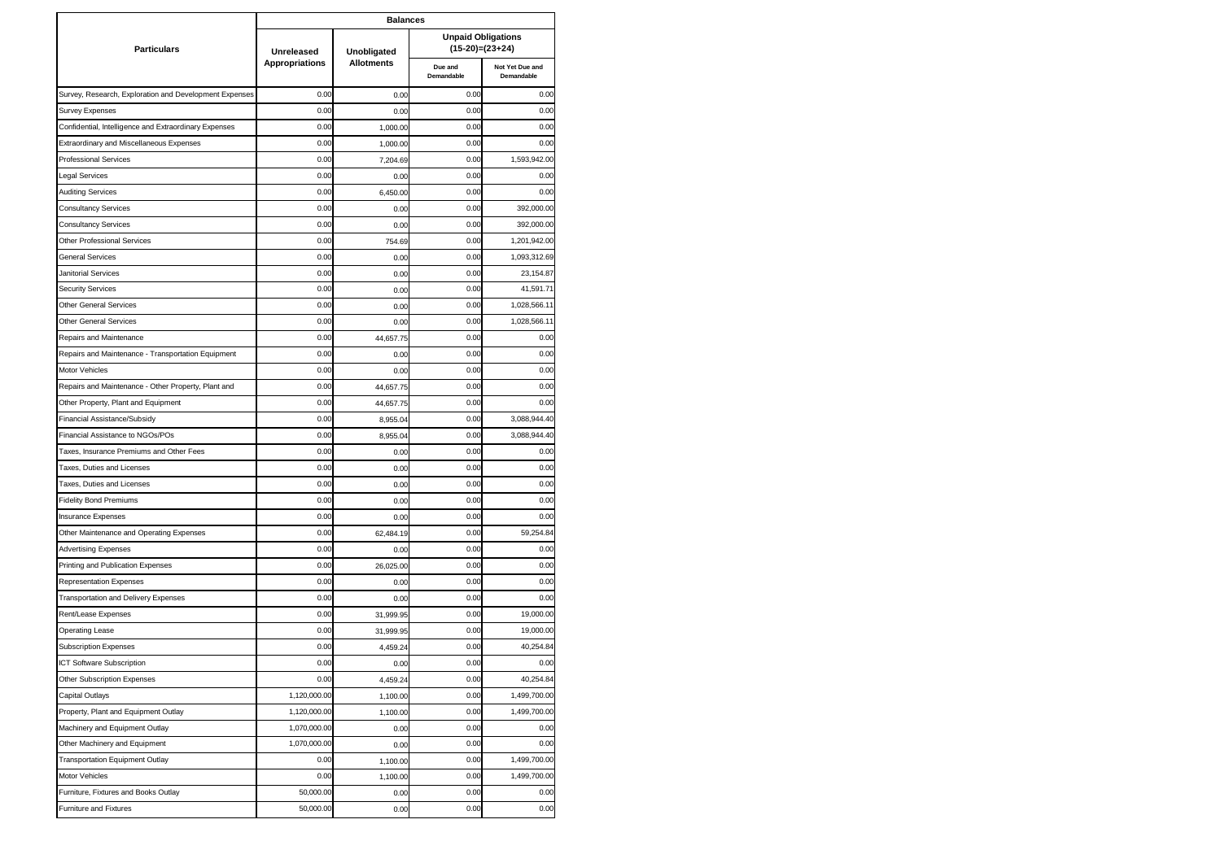| Particulars | Balances | | | |
|---|---|---|---|---|
| | Unreleased Appropriations | Unobligated Allotments | Unpaid Obligations (15-20)=(23+24) | |
| | | | Due and Demandable | Not Yet Due and Demandable |
| Survey, Research, Exploration and Development Expenses | 0.00 | 0.00 | 0.00 | 0.00 |
| Survey Expenses | 0.00 | 0.00 | 0.00 | 0.00 |
| Confidential, Intelligence and Extraordinary Expenses | 0.00 | 1,000.00 | 0.00 | 0.00 |
| Extraordinary and Miscellaneous Expenses | 0.00 | 1,000.00 | 0.00 | 0.00 |
| Professional Services | 0.00 | 7,204.69 | 0.00 | 1,593,942.00 |
| Legal Services | 0.00 | 0.00 | 0.00 | 0.00 |
| Auditing Services | 0.00 | 6,450.00 | 0.00 | 0.00 |
| Consultancy Services | 0.00 | 0.00 | 0.00 | 392,000.00 |
| Consultancy Services | 0.00 | 0.00 | 0.00 | 392,000.00 |
| Other Professional Services | 0.00 | 754.69 | 0.00 | 1,201,942.00 |
| General Services | 0.00 | 0.00 | 0.00 | 1,093,312.69 |
| Janitorial Services | 0.00 | 0.00 | 0.00 | 23,154.87 |
| Security Services | 0.00 | 0.00 | 0.00 | 41,591.71 |
| Other General Services | 0.00 | 0.00 | 0.00 | 1,028,566.11 |
| Other General Services | 0.00 | 0.00 | 0.00 | 1,028,566.11 |
| Repairs and Maintenance | 0.00 | 44,657.75 | 0.00 | 0.00 |
| Repairs and Maintenance - Transportation Equipment | 0.00 | 0.00 | 0.00 | 0.00 |
| Motor Vehicles | 0.00 | 0.00 | 0.00 | 0.00 |
| Repairs and Maintenance - Other Property, Plant and | 0.00 | 44,657.75 | 0.00 | 0.00 |
| Other Property, Plant and Equipment | 0.00 | 44,657.75 | 0.00 | 0.00 |
| Financial Assistance/Subsidy | 0.00 | 8,955.04 | 0.00 | 3,088,944.40 |
| Financial Assistance to NGOs/POs | 0.00 | 8,955.04 | 0.00 | 3,088,944.40 |
| Taxes, Insurance Premiums and Other Fees | 0.00 | 0.00 | 0.00 | 0.00 |
| Taxes, Duties and Licenses | 0.00 | 0.00 | 0.00 | 0.00 |
| Taxes, Duties and Licenses | 0.00 | 0.00 | 0.00 | 0.00 |
| Fidelity Bond Premiums | 0.00 | 0.00 | 0.00 | 0.00 |
| Insurance Expenses | 0.00 | 0.00 | 0.00 | 0.00 |
| Other Maintenance and Operating Expenses | 0.00 | 62,484.19 | 0.00 | 59,254.84 |
| Advertising Expenses | 0.00 | 0.00 | 0.00 | 0.00 |
| Printing and Publication Expenses | 0.00 | 26,025.00 | 0.00 | 0.00 |
| Representation Expenses | 0.00 | 0.00 | 0.00 | 0.00 |
| Transportation and Delivery Expenses | 0.00 | 0.00 | 0.00 | 0.00 |
| Rent/Lease Expenses | 0.00 | 31,999.95 | 0.00 | 19,000.00 |
| Operating Lease | 0.00 | 31,999.95 | 0.00 | 19,000.00 |
| Subscription Expenses | 0.00 | 4,459.24 | 0.00 | 40,254.84 |
| ICT Software Subscription | 0.00 | 0.00 | 0.00 | 0.00 |
| Other Subscription Expenses | 0.00 | 4,459.24 | 0.00 | 40,254.84 |
| Capital Outlays | 1,120,000.00 | 1,100.00 | 0.00 | 1,499,700.00 |
| Property, Plant and Equipment Outlay | 1,120,000.00 | 1,100.00 | 0.00 | 1,499,700.00 |
| Machinery and Equipment Outlay | 1,070,000.00 | 0.00 | 0.00 | 0.00 |
| Other Machinery and Equipment | 1,070,000.00 | 0.00 | 0.00 | 0.00 |
| Transportation Equipment Outlay | 0.00 | 1,100.00 | 0.00 | 1,499,700.00 |
| Motor Vehicles | 0.00 | 1,100.00 | 0.00 | 1,499,700.00 |
| Furniture, Fixtures and Books Outlay | 50,000.00 | 0.00 | 0.00 | 0.00 |
| Furniture and Fixtures | 50,000.00 | 0.00 | 0.00 | 0.00 |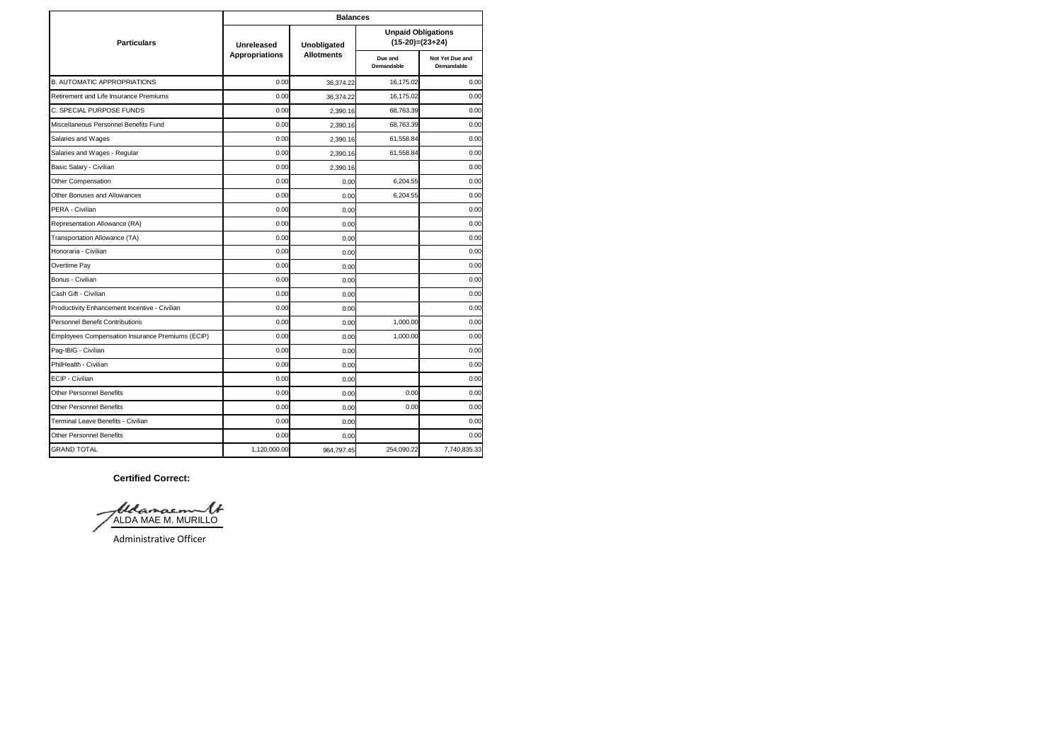| Particulars | Balances | | | |
|---|---|---|---|---|
| | Unreleased Appropriations | Unobligated Allotments | Unpaid Obligations (15-20)=(23+24) | |
| | | | Due and Demandable | Not Yet Due and Demandable |
| B. AUTOMATIC APPROPRIATIONS | 0.00 | 36,374.22 | 16,175.02 | 0.00 |
| Retirement and Life Insurance Premiums | 0.00 | 36,374.22 | 16,175.02 | 0.00 |
| C. SPECIAL PURPOSE FUNDS | 0.00 | 2,390.16 | 68,763.39 | 0.00 |
| Miscellaneous Personnel Benefits Fund | 0.00 | 2,390.16 | 68,763.39 | 0.00 |
| Salaries and Wages | 0.00 | 2,390.16 | 61,558.84 | 0.00 |
| Salaries and Wages - Regular | 0.00 | 2,390.16 | 61,558.84 | 0.00 |
| Basic Salary - Civilian | 0.00 | 2,390.16 | | 0.00 |
| Other Compensation | 0.00 | 0.00 | 6,204.55 | 0.00 |
| Other Bonuses and Allowances | 0.00 | 0.00 | 6,204.55 | 0.00 |
| PERA - Civilian | 0.00 | 0.00 | | 0.00 |
| Representation Allowance (RA) | 0.00 | 0.00 | | 0.00 |
| Transportation Allowance (TA) | 0.00 | 0.00 | | 0.00 |
| Honoraria - Civilian | 0.00 | 0.00 | | 0.00 |
| Overtime Pay | 0.00 | 0.00 | | 0.00 |
| Bonus - Civilian | 0.00 | 0.00 | | 0.00 |
| Cash Gift - Civilian | 0.00 | 0.00 | | 0.00 |
| Productivity Enhancement Incentive - Civilian | 0.00 | 0.00 | | 0.00 |
| Personnel Benefit Contributions | 0.00 | 0.00 | 1,000.00 | 0.00 |
| Employees Compensation Insurance Premiums (ECIP) | 0.00 | 0.00 | 1,000.00 | 0.00 |
| Pag-IBIG - Civilian | 0.00 | 0.00 | | 0.00 |
| PhilHealth - Civilian | 0.00 | 0.00 | | 0.00 |
| ECIP - Civilian | 0.00 | 0.00 | | 0.00 |
| Other Personnel Benefits | 0.00 | 0.00 | 0.00 | 0.00 |
| Other Personnel Benefits | 0.00 | 0.00 | 0.00 | 0.00 |
| Terminal Leave Benefits - Civilian | 0.00 | 0.00 | | 0.00 |
| Other Personnel Benefits | 0.00 | 0.00 | | 0.00 |
| GRAND TOTAL | 1,120,000.00 | 964,797.45 | 254,090.22 | 7,740,835.33 |

**Certified Correct:**

ALDA MAE M. MURILLO

Administrative Officer